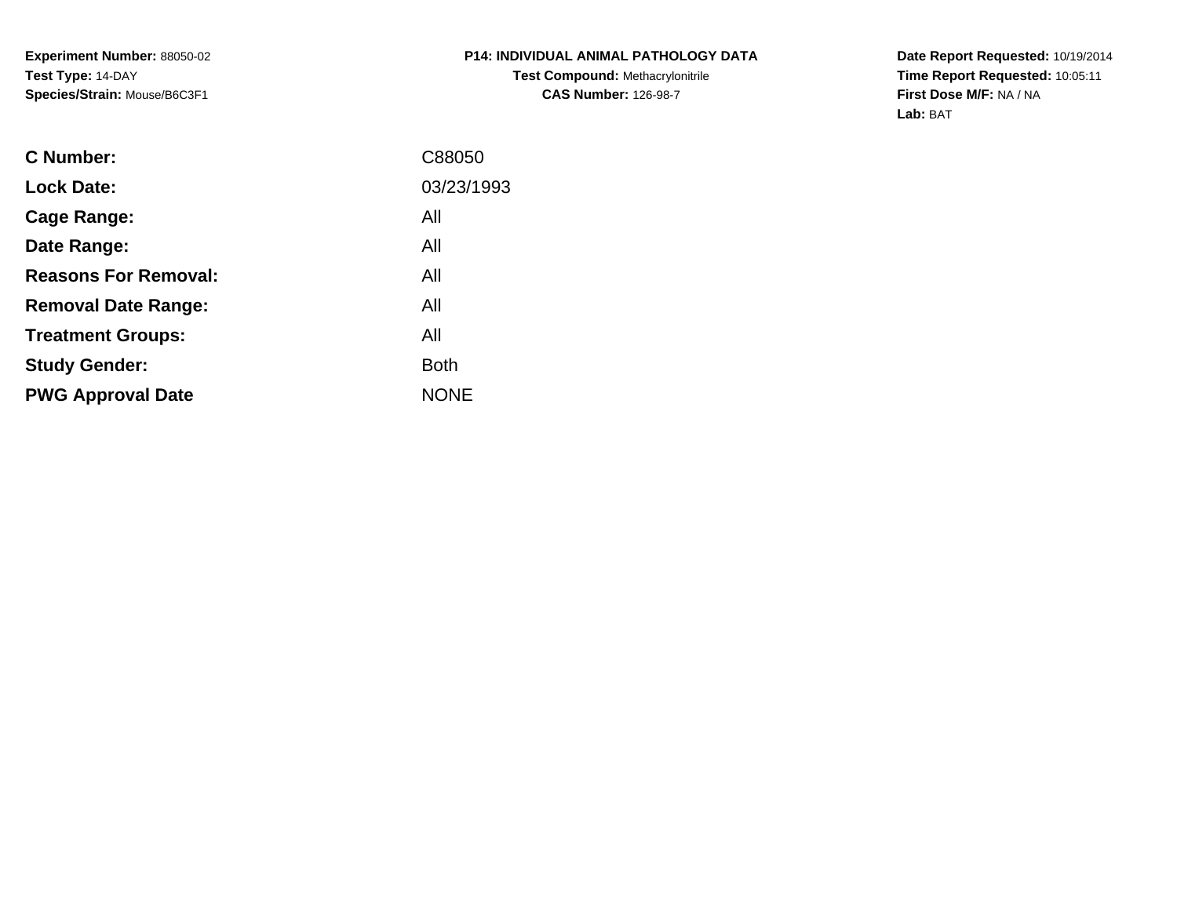**Experiment Number:** 88050-02
**Test Type:** 14-DAY
**Species/Strain:** Mouse/B6C3F1

**P14: INDIVIDUAL ANIMAL PATHOLOGY DATA**
**Test Compound:** Methacrylonitrile
**CAS Number:** 126-98-7

**Date Report Requested:** 10/19/2014
**Time Report Requested:** 10:05:11
**First Dose M/F:** NA / NA
**Lab:** BAT

| | |
|---|---|
| **C Number:** | C88050 |
| **Lock Date:** | 03/23/1993 |
| **Cage Range:** | All |
| **Date Range:** | All |
| **Reasons For Removal:** | All |
| **Removal Date Range:** | All |
| **Treatment Groups:** | All |
| **Study Gender:** | Both |
| **PWG Approval Date** | NONE |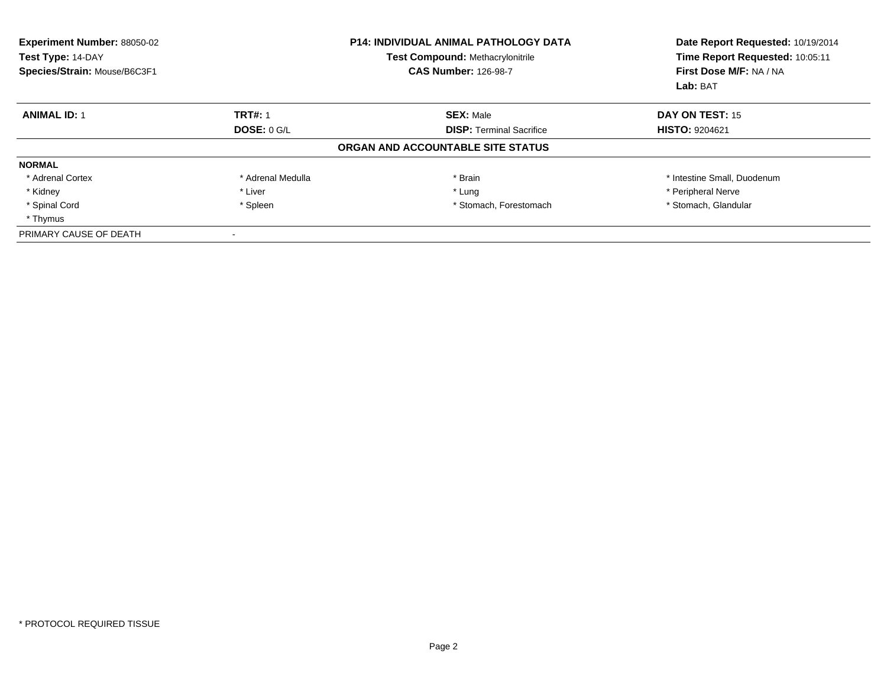**Experiment Number:** 88050-02
**Test Type:** 14-DAY
**Species/Strain:** Mouse/B6C3F1

**P14: INDIVIDUAL ANIMAL PATHOLOGY DATA**
**Test Compound:** Methacrylonitrile
**CAS Number:** 126-98-7

**Date Report Requested:** 10/19/2014
**Time Report Requested:** 10:05:11
**First Dose M/F:** NA / NA
**Lab:** BAT

| **ANIMAL ID:** 1 | **TRT#:** 1 | **SEX:** Male | **DAY ON TEST:** 15 |
|---|---|---|---|
| | **DOSE:** 0 G/L | **DISP:** Terminal Sacrifice | **HISTO:** 9204621 |

**ORGAN AND ACCOUNTABLE SITE STATUS**

**NORMAL**

| | | | |
|---|---|---|---|
| * Adrenal Cortex | * Adrenal Medulla | * Brain | * Intestine Small, Duodenum |
| * Kidney | * Liver | * Lung | * Peripheral Nerve |
| * Spinal Cord | * Spleen | * Stomach, Forestomach | * Stomach, Glandular |
| * Thymus | | | |

PRIMARY CAUSE OF DEATH -

* PROTOCOL REQUIRED TISSUE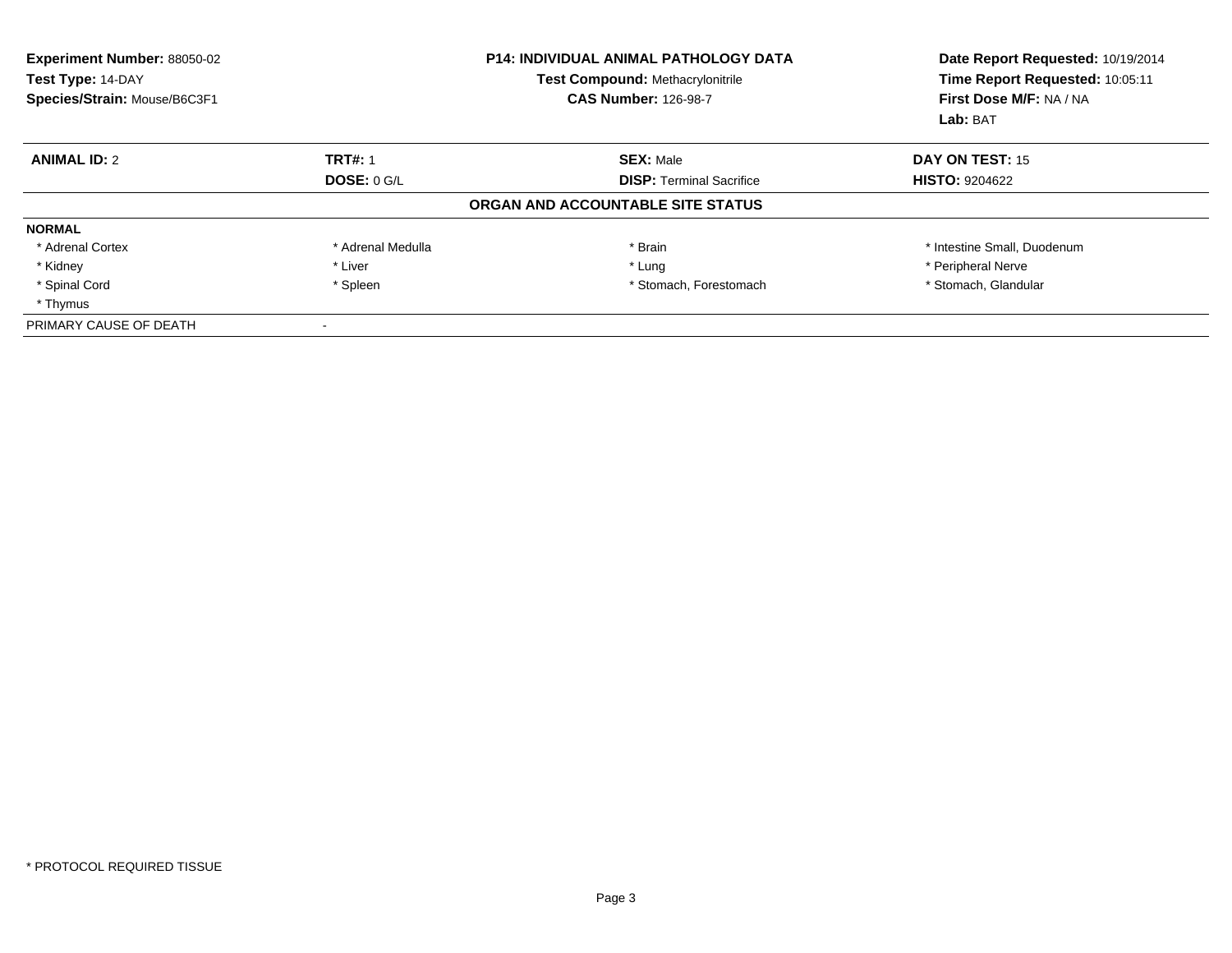**Experiment Number:** 88050-02
**Test Type:** 14-DAY
**Species/Strain:** Mouse/B6C3F1

**P14: INDIVIDUAL ANIMAL PATHOLOGY DATA**
**Test Compound:** Methacrylonitrile
**CAS Number:** 126-98-7

**Date Report Requested:** 10/19/2014
**Time Report Requested:** 10:05:11
**First Dose M/F:** NA / NA
**Lab:** BAT

| **ANIMAL ID:** 2 | **TRT#:** 1 | **SEX:** Male | **DAY ON TEST:** 15 |
|---|---|---|---|
| | **DOSE:** 0 G/L | **DISP:** Terminal Sacrifice | **HISTO:** 9204622 |

**ORGAN AND ACCOUNTABLE SITE STATUS**

**NORMAL**

| | | | |
|---|---|---|---|
| * Adrenal Cortex | * Adrenal Medulla | * Brain | * Intestine Small, Duodenum |
| * Kidney | * Liver | * Lung | * Peripheral Nerve |
| * Spinal Cord | * Spleen | * Stomach, Forestomach | * Stomach, Glandular |
| * Thymus | | | |

PRIMARY CAUSE OF DEATH -

* PROTOCOL REQUIRED TISSUE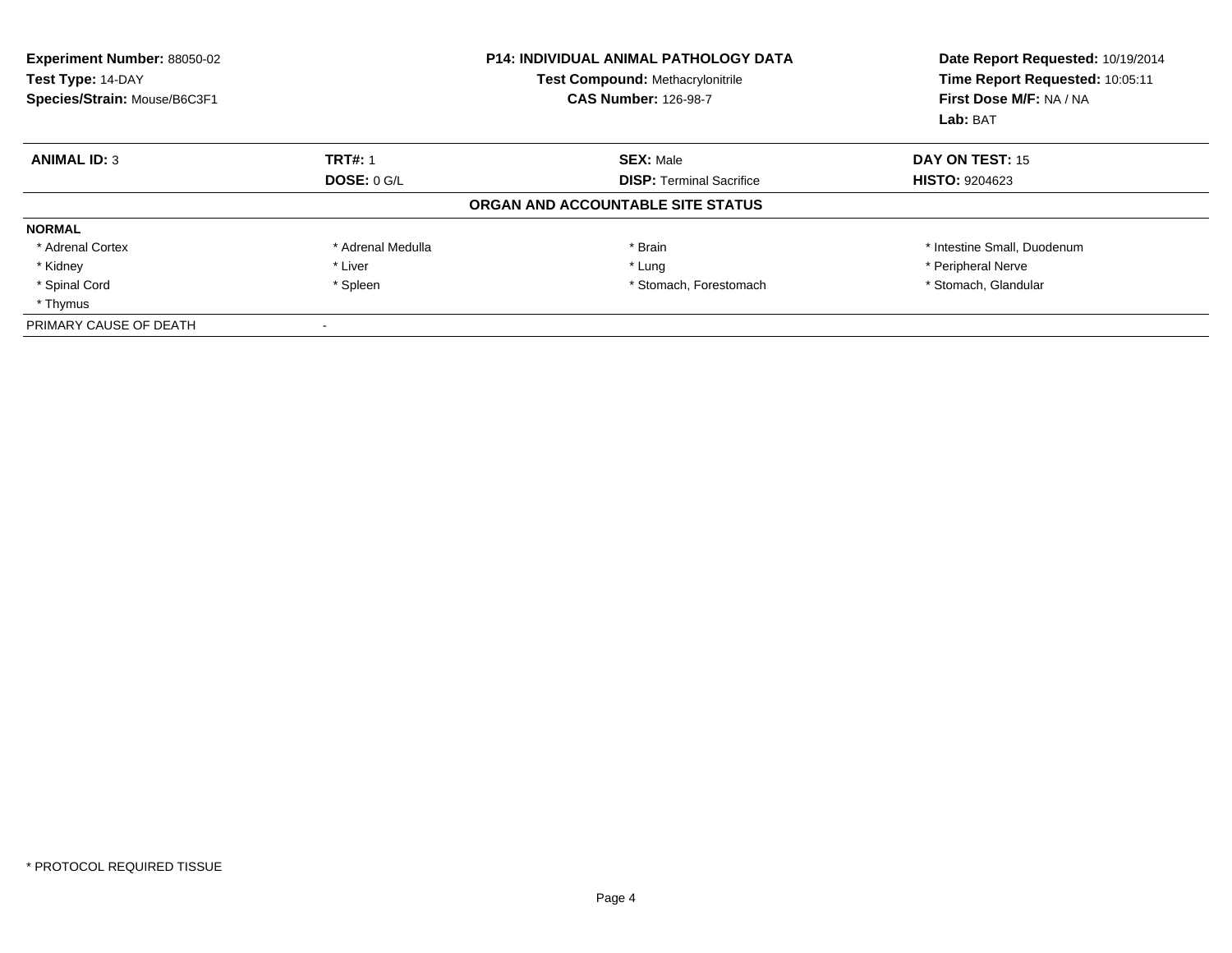**Experiment Number:** 88050-02
**Test Type:** 14-DAY
**Species/Strain:** Mouse/B6C3F1

**P14: INDIVIDUAL ANIMAL PATHOLOGY DATA**
**Test Compound:** Methacrylonitrile
**CAS Number:** 126-98-7

**Date Report Requested:** 10/19/2014
**Time Report Requested:** 10:05:11
**First Dose M/F:** NA / NA
**Lab:** BAT

| **ANIMAL ID:** 3 | **TRT#:** 1 | **SEX:** Male | **DAY ON TEST:** 15 |
|---|---|---|---|
| | **DOSE:** 0 G/L | **DISP:** Terminal Sacrifice | **HISTO:** 9204623 |

**ORGAN AND ACCOUNTABLE SITE STATUS**

**NORMAL**

| | | | |
|---|---|---|---|
| * Adrenal Cortex | * Adrenal Medulla | * Brain | * Intestine Small, Duodenum |
| * Kidney | * Liver | * Lung | * Peripheral Nerve |
| * Spinal Cord | * Spleen | * Stomach, Forestomach | * Stomach, Glandular |
| * Thymus | | | |

PRIMARY CAUSE OF DEATH -

* PROTOCOL REQUIRED TISSUE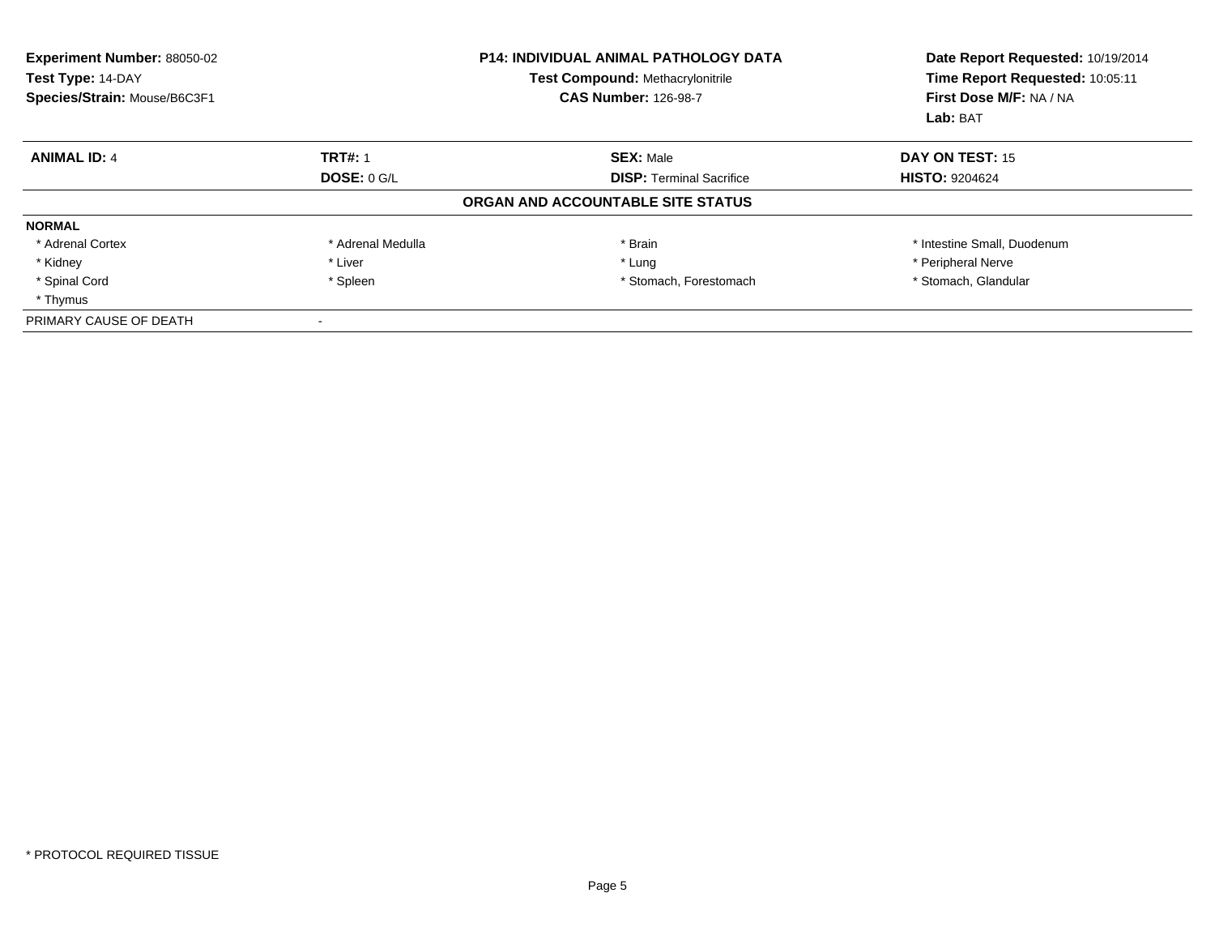**Experiment Number:** 88050-02
**Test Type:** 14-DAY
**Species/Strain:** Mouse/B6C3F1

**P14: INDIVIDUAL ANIMAL PATHOLOGY DATA**
**Test Compound:** Methacrylonitrile
**CAS Number:** 126-98-7

**Date Report Requested:** 10/19/2014
**Time Report Requested:** 10:05:11
**First Dose M/F:** NA / NA
**Lab:** BAT

| **ANIMAL ID:** 4 | **TRT#:** 1 | **SEX:** Male | **DAY ON TEST:** 15 |
|---|---|---|---|
| | **DOSE:** 0 G/L | **DISP:** Terminal Sacrifice | **HISTO:** 9204624 |

**ORGAN AND ACCOUNTABLE SITE STATUS**

**NORMAL**

| | | | |
|---|---|---|---|
| * Adrenal Cortex | * Adrenal Medulla | * Brain | * Intestine Small, Duodenum |
| * Kidney | * Liver | * Lung | * Peripheral Nerve |
| * Spinal Cord | * Spleen | * Stomach, Forestomach | * Stomach, Glandular |
| * Thymus | | | |

PRIMARY CAUSE OF DEATH -

* PROTOCOL REQUIRED TISSUE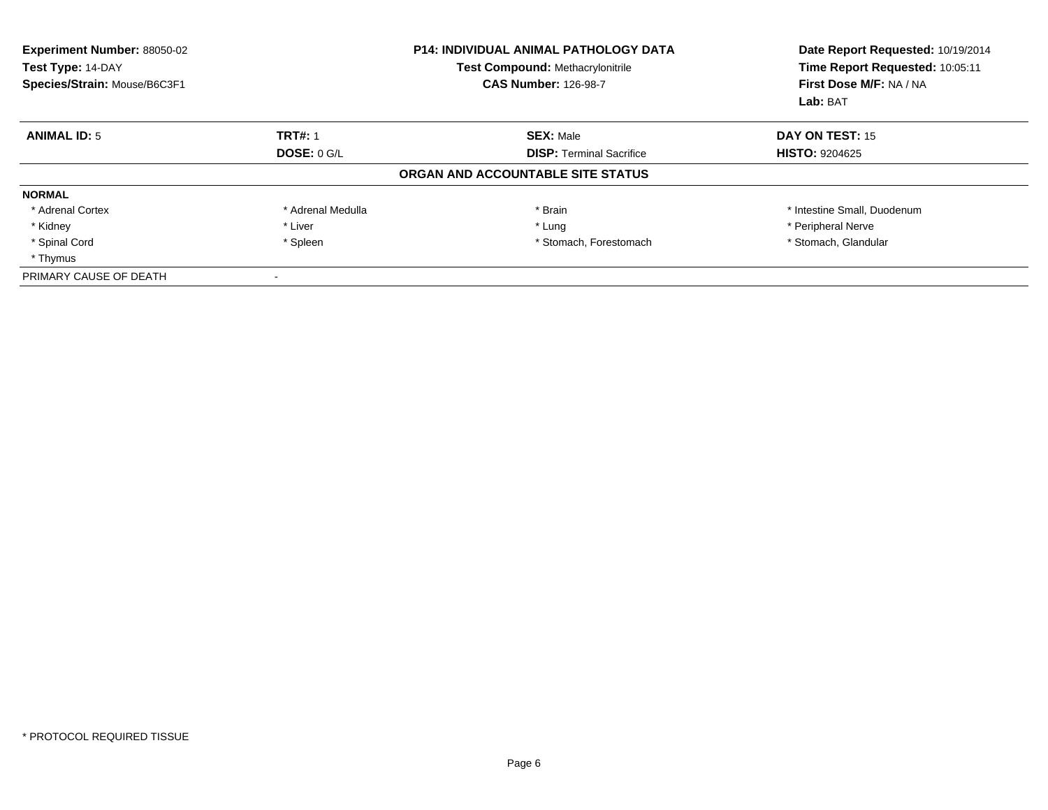**Experiment Number:** 88050-02
**Test Type:** 14-DAY
**Species/Strain:** Mouse/B6C3F1

**P14: INDIVIDUAL ANIMAL PATHOLOGY DATA**
**Test Compound:** Methacrylonitrile
**CAS Number:** 126-98-7

**Date Report Requested:** 10/19/2014
**Time Report Requested:** 10:05:11
**First Dose M/F:** NA / NA
**Lab:** BAT

| **ANIMAL ID:** 5 | **TRT#:** 1 | **SEX:** Male | **DAY ON TEST:** 15 |
|---|---|---|---|
| | **DOSE:** 0 G/L | **DISP:** Terminal Sacrifice | **HISTO:** 9204625 |

**ORGAN AND ACCOUNTABLE SITE STATUS**

| **NORMAL** | | | |
|---|---|---|---|
| * Adrenal Cortex | * Adrenal Medulla | * Brain | * Intestine Small, Duodenum |
| * Kidney | * Liver | * Lung | * Peripheral Nerve |
| * Spinal Cord | * Spleen | * Stomach, Forestomach | * Stomach, Glandular |
| * Thymus | | | |
| PRIMARY CAUSE OF DEATH | - | | |

* PROTOCOL REQUIRED TISSUE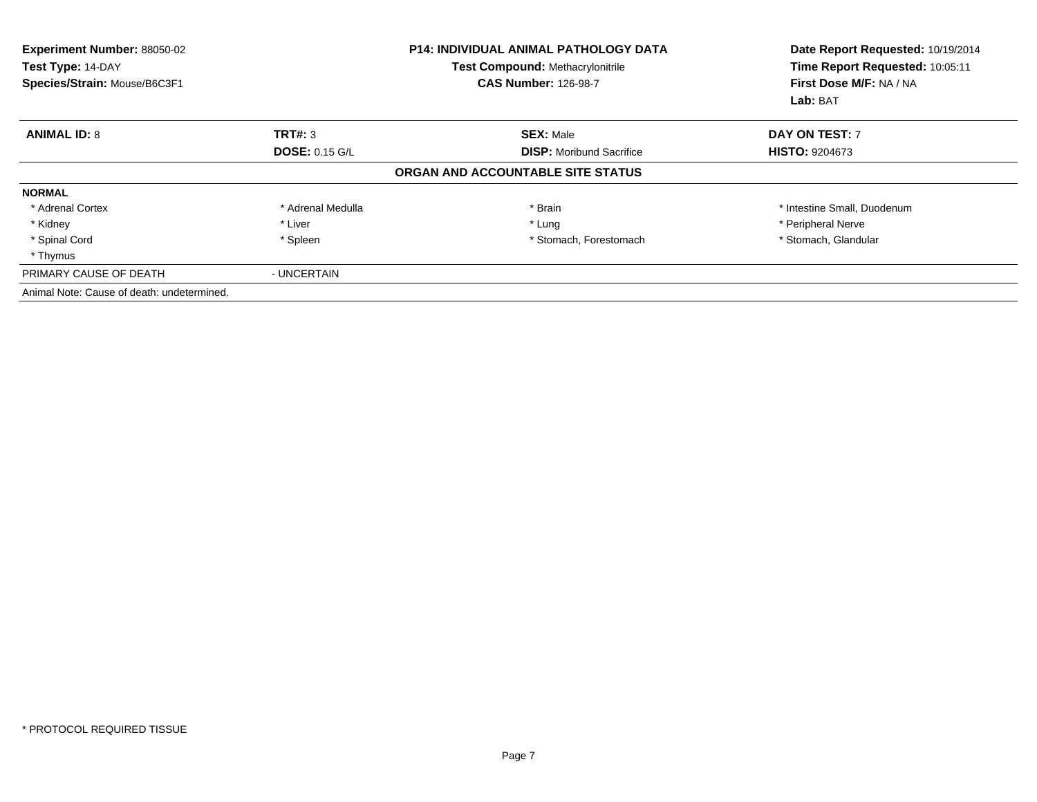**Experiment Number:** 88050-02
**Test Type:** 14-DAY
**Species/Strain:** Mouse/B6C3F1

**P14: INDIVIDUAL ANIMAL PATHOLOGY DATA**
**Test Compound:** Methacrylonitrile
**CAS Number:** 126-98-7

**Date Report Requested:** 10/19/2014
**Time Report Requested:** 10:05:11
**First Dose M/F:** NA / NA
**Lab:** BAT

| **ANIMAL ID:** 8 | **TRT#:** 3 | **SEX:** Male | **DAY ON TEST:** 7 |
|---|---|---|---|
| | **DOSE:** 0.15 G/L | **DISP:** Moribund Sacrifice | **HISTO:** 9204673 |

**ORGAN AND ACCOUNTABLE SITE STATUS**

**NORMAL**

| | | | |
|---|---|---|---|
| * Adrenal Cortex | * Adrenal Medulla | * Brain | * Intestine Small, Duodenum |
| * Kidney | * Liver | * Lung | * Peripheral Nerve |
| * Spinal Cord | * Spleen | * Stomach, Forestomach | * Stomach, Glandular |
| * Thymus | | | |

PRIMARY CAUSE OF DEATH - UNCERTAIN

Animal Note: Cause of death: undetermined.

* PROTOCOL REQUIRED TISSUE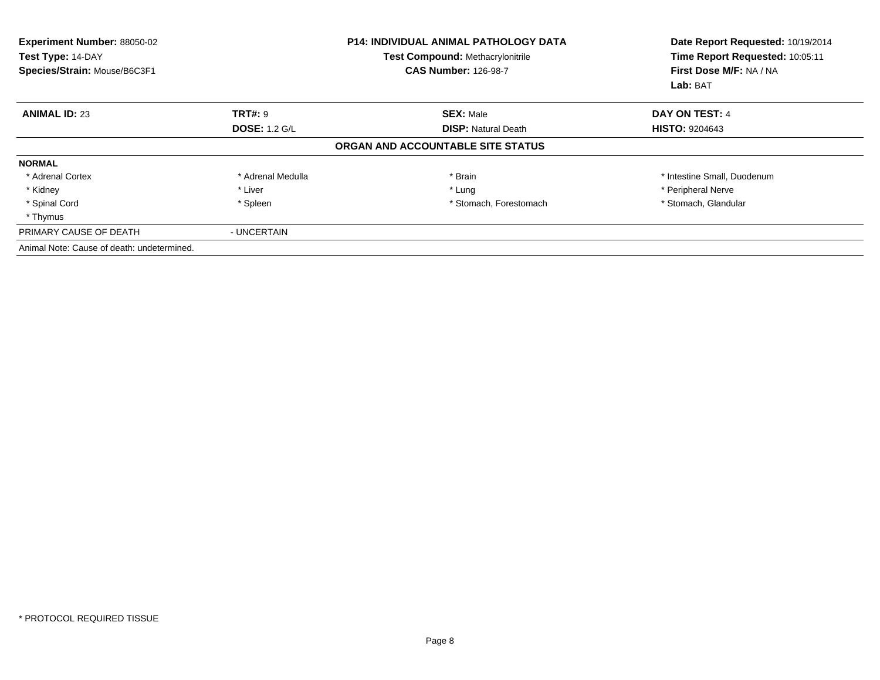**Experiment Number:** 88050-02
**Test Type:** 14-DAY
**Species/Strain:** Mouse/B6C3F1

**P14: INDIVIDUAL ANIMAL PATHOLOGY DATA**
**Test Compound:** Methacrylonitrile
**CAS Number:** 126-98-7

**Date Report Requested:** 10/19/2014
**Time Report Requested:** 10:05:11
**First Dose M/F:** NA / NA
**Lab:** BAT

| **ANIMAL ID:** 23 | **TRT#:** 9 | **SEX:** Male | **DAY ON TEST:** 4 |
|---|---|---|---|
| | **DOSE:** 1.2 G/L | **DISP:** Natural Death | **HISTO:** 9204643 |

**ORGAN AND ACCOUNTABLE SITE STATUS**

**NORMAL**

| | | | |
|---|---|---|---|
| * Adrenal Cortex | * Adrenal Medulla | * Brain | * Intestine Small, Duodenum |
| * Kidney | * Liver | * Lung | * Peripheral Nerve |
| * Spinal Cord | * Spleen | * Stomach, Forestomach | * Stomach, Glandular |
| * Thymus | | | |

PRIMARY CAUSE OF DEATH - UNCERTAIN

Animal Note: Cause of death: undetermined.

* PROTOCOL REQUIRED TISSUE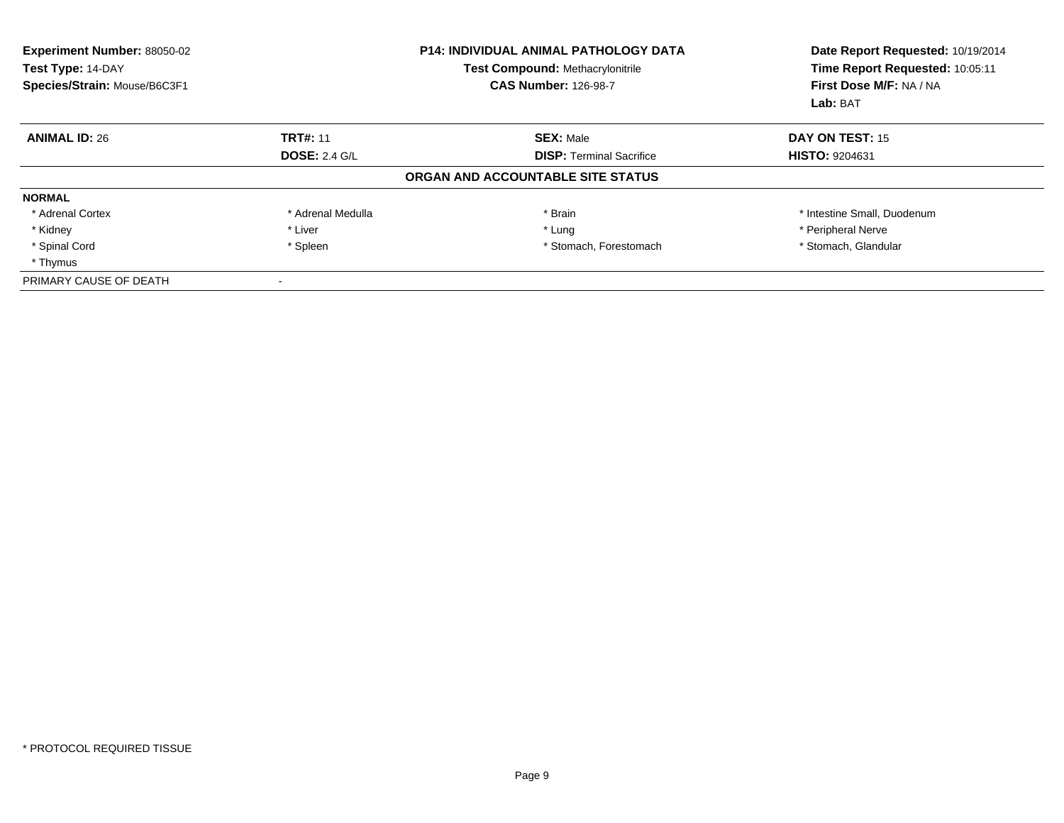| Experiment Number: 88050-02 | P14: INDIVIDUAL ANIMAL PATHOLOGY DATA | Date Report Requested: 10/19/2014 |
|---|---|---|
| Test Type: 14-DAY | Test Compound: Methacrylonitrile | Time Report Requested: 10:05:11 |
| Species/Strain: Mouse/B6C3F1 | CAS Number: 126-98-7 | First Dose M/F: NA / NA |
| | | Lab: BAT |

| ANIMAL ID: 26 | TRT#: 11 | SEX: Male | DAY ON TEST: 15 |
|---|---|---|---|
| | DOSE: 2.4 G/L | DISP: Terminal Sacrifice | HISTO: 9204631 |

## ORGAN AND ACCOUNTABLE SITE STATUS

| NORMAL | | | |
|---|---|---|---|
| * Adrenal Cortex | * Adrenal Medulla | * Brain | * Intestine Small, Duodenum |
| * Kidney | * Liver | * Lung | * Peripheral Nerve |
| * Spinal Cord | * Spleen | * Stomach, Forestomach | * Stomach, Glandular |
| * Thymus | | | |

| PRIMARY CAUSE OF DEATH | - |
|---|---|

* PROTOCOL REQUIRED TISSUE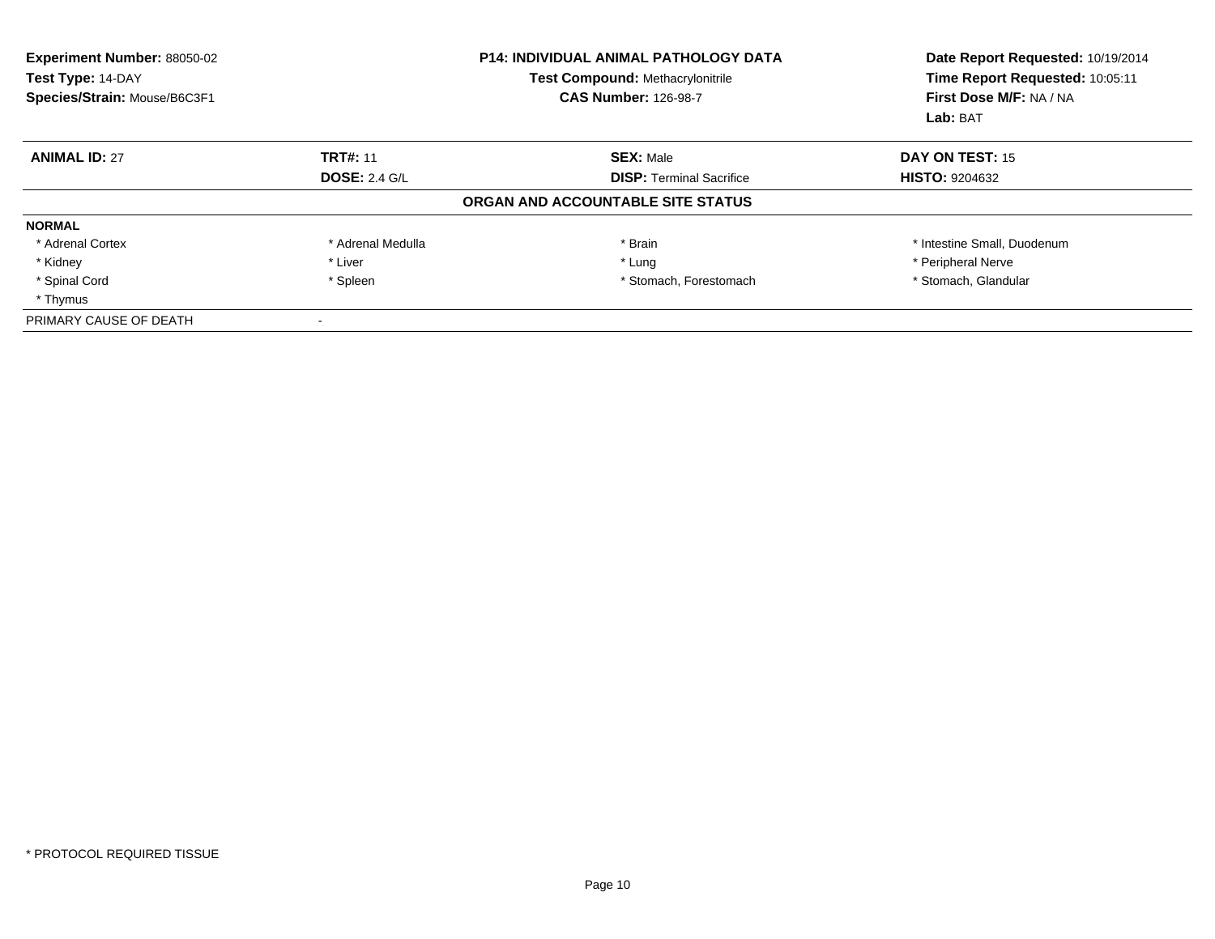**Experiment Number:** 88050-02
**Test Type:** 14-DAY
**Species/Strain:** Mouse/B6C3F1

**P14: INDIVIDUAL ANIMAL PATHOLOGY DATA**
**Test Compound:** Methacrylonitrile
**CAS Number:** 126-98-7

**Date Report Requested:** 10/19/2014
**Time Report Requested:** 10:05:11
**First Dose M/F:** NA / NA
**Lab:** BAT

| **ANIMAL ID:** 27 | **TRT#:** 11 | **SEX:** Male | **DAY ON TEST:** 15 |
|---|---|---|---|
| | **DOSE:** 2.4 G/L | **DISP:** Terminal Sacrifice | **HISTO:** 9204632 |

**ORGAN AND ACCOUNTABLE SITE STATUS**

**NORMAL**

| | | | |
|---|---|---|---|
| * Adrenal Cortex | * Adrenal Medulla | * Brain | * Intestine Small, Duodenum |
| * Kidney | * Liver | * Lung | * Peripheral Nerve |
| * Spinal Cord | * Spleen | * Stomach, Forestomach | * Stomach, Glandular |
| * Thymus | | | |

PRIMARY CAUSE OF DEATH -

* PROTOCOL REQUIRED TISSUE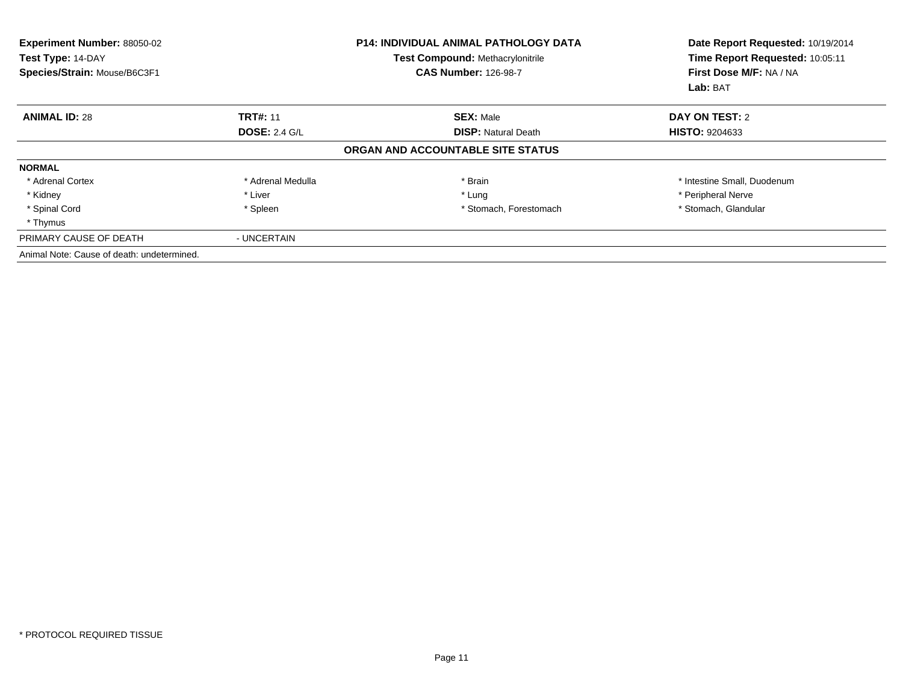**Experiment Number:** 88050-02
**Test Type:** 14-DAY
**Species/Strain:** Mouse/B6C3F1

**P14: INDIVIDUAL ANIMAL PATHOLOGY DATA**
**Test Compound:** Methacrylonitrile
**CAS Number:** 126-98-7

**Date Report Requested:** 10/19/2014
**Time Report Requested:** 10:05:11
**First Dose M/F:** NA / NA
**Lab:** BAT

| **ANIMAL ID:** 28 | **TRT#:** 11 | **SEX:** Male | **DAY ON TEST:** 2 |
|---|---|---|---|
| | **DOSE:** 2.4 G/L | **DISP:** Natural Death | **HISTO:** 9204633 |

**ORGAN AND ACCOUNTABLE SITE STATUS**

**NORMAL**

| | | | |
|---|---|---|---|
| * Adrenal Cortex | * Adrenal Medulla | * Brain | * Intestine Small, Duodenum |
| * Kidney | * Liver | * Lung | * Peripheral Nerve |
| * Spinal Cord | * Spleen | * Stomach, Forestomach | * Stomach, Glandular |
| * Thymus | | | |

PRIMARY CAUSE OF DEATH - UNCERTAIN

Animal Note: Cause of death: undetermined.

* PROTOCOL REQUIRED TISSUE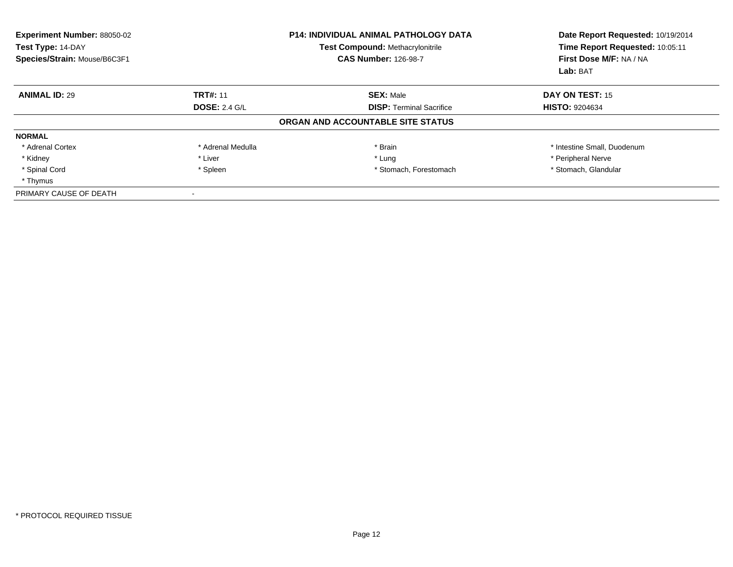**Experiment Number:** 88050-02
**Test Type:** 14-DAY
**Species/Strain:** Mouse/B6C3F1

**P14: INDIVIDUAL ANIMAL PATHOLOGY DATA**
**Test Compound:** Methacrylonitrile
**CAS Number:** 126-98-7

**Date Report Requested:** 10/19/2014
**Time Report Requested:** 10:05:11
**First Dose M/F:** NA / NA
**Lab:** BAT

| **ANIMAL ID:** 29 | **TRT#:** 11 | **SEX:** Male | **DAY ON TEST:** 15 |
|---|---|---|---|
| | **DOSE:** 2.4 G/L | **DISP:** Terminal Sacrifice | **HISTO:** 9204634 |

**ORGAN AND ACCOUNTABLE SITE STATUS**

| **NORMAL** | | | |
|---|---|---|---|
| * Adrenal Cortex | * Adrenal Medulla | * Brain | * Intestine Small, Duodenum |
| * Kidney | * Liver | * Lung | * Peripheral Nerve |
| * Spinal Cord | * Spleen | * Stomach, Forestomach | * Stomach, Glandular |
| * Thymus | | | |
| PRIMARY CAUSE OF DEATH | - | | |

* PROTOCOL REQUIRED TISSUE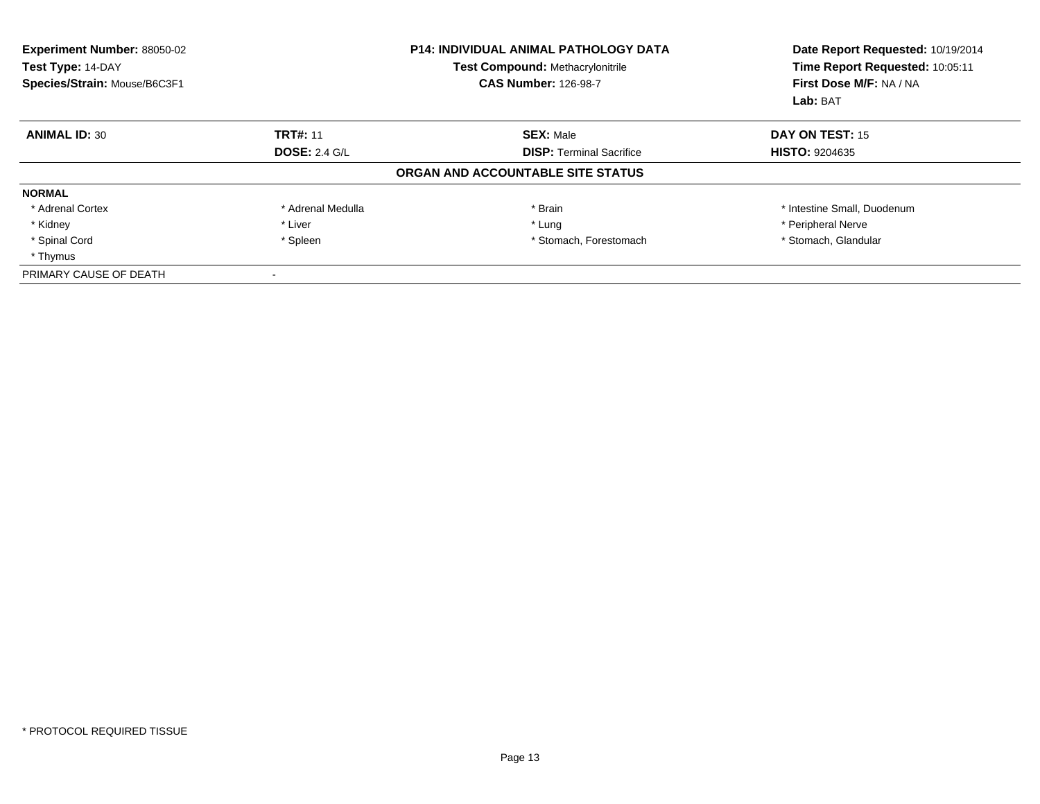**Experiment Number:** 88050-02
**Test Type:** 14-DAY
**Species/Strain:** Mouse/B6C3F1

**P14: INDIVIDUAL ANIMAL PATHOLOGY DATA**
**Test Compound:** Methacrylonitrile
**CAS Number:** 126-98-7

**Date Report Requested:** 10/19/2014
**Time Report Requested:** 10:05:11
**First Dose M/F:** NA / NA
**Lab:** BAT

| **ANIMAL ID:** 30 | **TRT#:** 11 | **SEX:** Male | **DAY ON TEST:** 15 |
|---|---|---|---|
| | **DOSE:** 2.4 G/L | **DISP:** Terminal Sacrifice | **HISTO:** 9204635 |

**ORGAN AND ACCOUNTABLE SITE STATUS**

| **NORMAL** | | | |
|---|---|---|---|
| * Adrenal Cortex | * Adrenal Medulla | * Brain | * Intestine Small, Duodenum |
| * Kidney | * Liver | * Lung | * Peripheral Nerve |
| * Spinal Cord | * Spleen | * Stomach, Forestomach | * Stomach, Glandular |
| * Thymus | | | |
| PRIMARY CAUSE OF DEATH | - | | |

* PROTOCOL REQUIRED TISSUE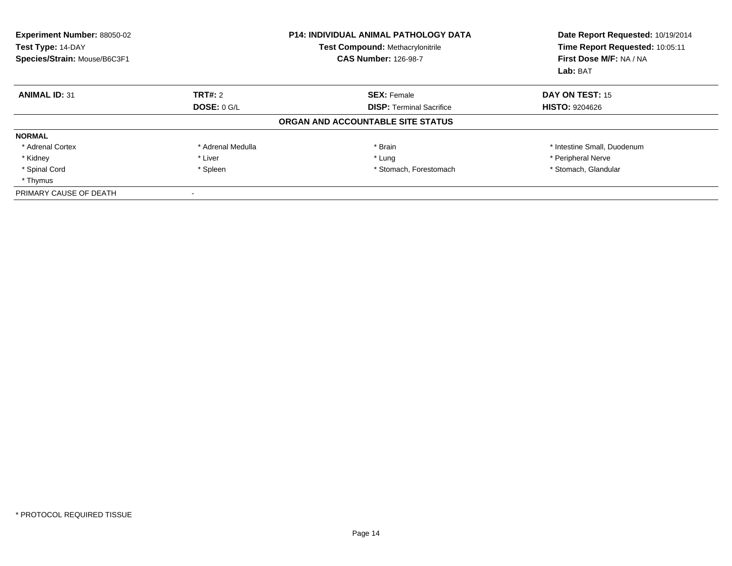**Experiment Number:** 88050-02
**Test Type:** 14-DAY
**Species/Strain:** Mouse/B6C3F1

**P14: INDIVIDUAL ANIMAL PATHOLOGY DATA**
**Test Compound:** Methacrylonitrile
**CAS Number:** 126-98-7

**Date Report Requested:** 10/19/2014
**Time Report Requested:** 10:05:11
**First Dose M/F:** NA / NA
**Lab:** BAT

| **ANIMAL ID:** 31 | **TRT#:** 2 | **SEX:** Female | **DAY ON TEST:** 15 |
|---|---|---|---|
| | **DOSE:** 0 G/L | **DISP:** Terminal Sacrifice | **HISTO:** 9204626 |

**ORGAN AND ACCOUNTABLE SITE STATUS**

**NORMAL**

| | | | |
|---|---|---|---|
| * Adrenal Cortex | * Adrenal Medulla | * Brain | * Intestine Small, Duodenum |
| * Kidney | * Liver | * Lung | * Peripheral Nerve |
| * Spinal Cord | * Spleen | * Stomach, Forestomach | * Stomach, Glandular |
| * Thymus | | | |

PRIMARY CAUSE OF DEATH -

* PROTOCOL REQUIRED TISSUE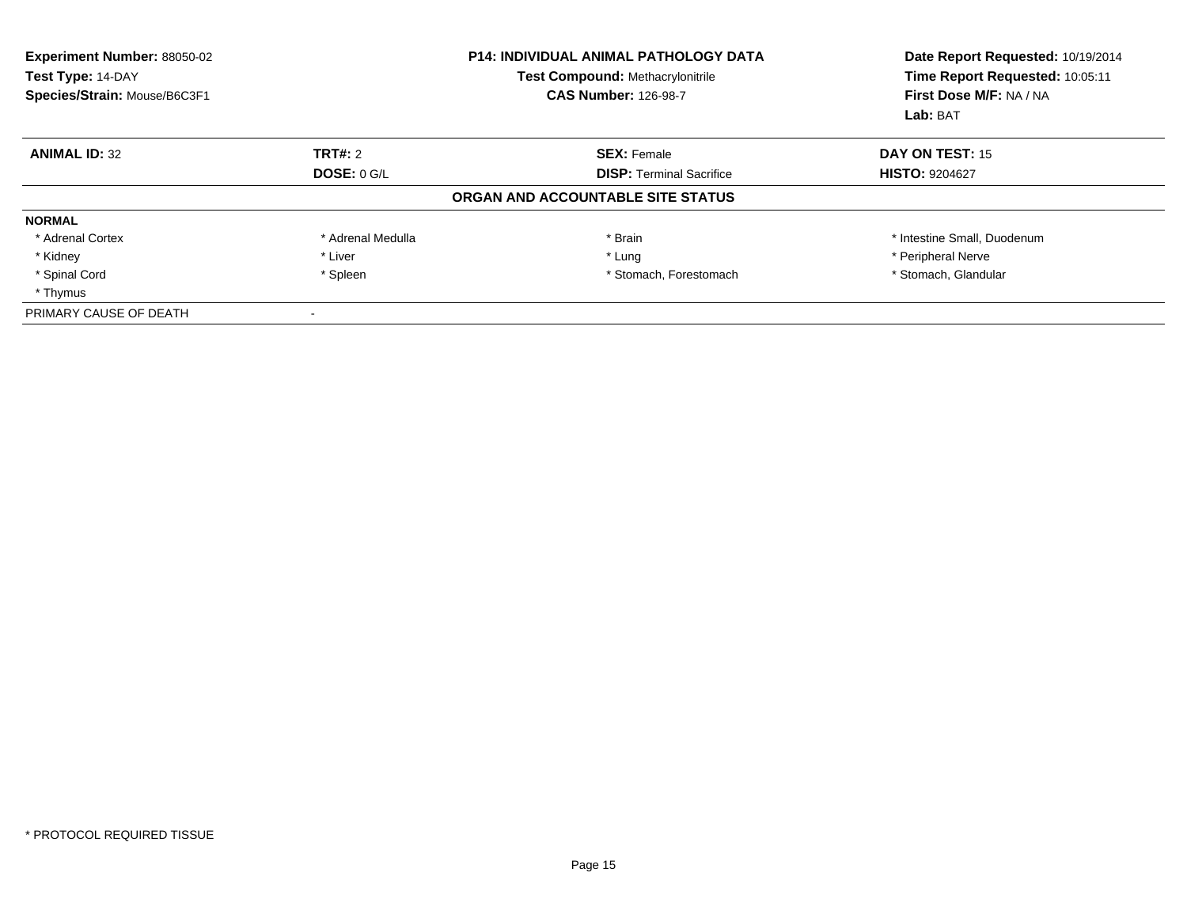**Experiment Number:** 88050-02
**Test Type:** 14-DAY
**Species/Strain:** Mouse/B6C3F1

**P14: INDIVIDUAL ANIMAL PATHOLOGY DATA**
**Test Compound:** Methacrylonitrile
**CAS Number:** 126-98-7

**Date Report Requested:** 10/19/2014
**Time Report Requested:** 10:05:11
**First Dose M/F:** NA / NA
**Lab:** BAT

| **ANIMAL ID:** 32 | **TRT#:** 2 | **SEX:** Female | **DAY ON TEST:** 15 |
|---|---|---|---|
| | **DOSE:** 0 G/L | **DISP:** Terminal Sacrifice | **HISTO:** 9204627 |

**ORGAN AND ACCOUNTABLE SITE STATUS**

**NORMAL**

| | | | |
|---|---|---|---|
| * Adrenal Cortex | * Adrenal Medulla | * Brain | * Intestine Small, Duodenum |
| * Kidney | * Liver | * Lung | * Peripheral Nerve |
| * Spinal Cord | * Spleen | * Stomach, Forestomach | * Stomach, Glandular |
| * Thymus | | | |

PRIMARY CAUSE OF DEATH -

\* PROTOCOL REQUIRED TISSUE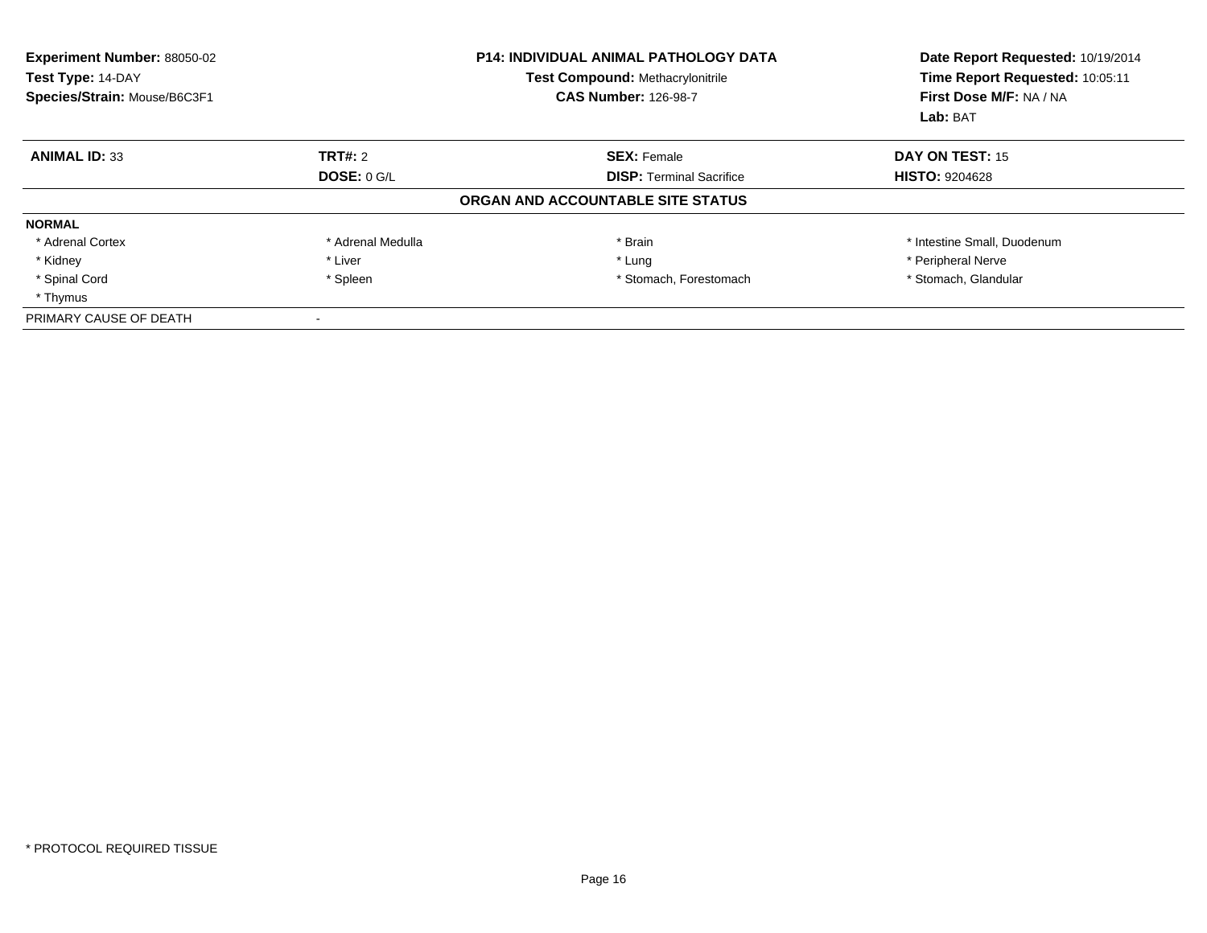**Experiment Number:** 88050-02
**Test Type:** 14-DAY
**Species/Strain:** Mouse/B6C3F1

**P14: INDIVIDUAL ANIMAL PATHOLOGY DATA**
**Test Compound:** Methacrylonitrile
**CAS Number:** 126-98-7

**Date Report Requested:** 10/19/2014
**Time Report Requested:** 10:05:11
**First Dose M/F:** NA / NA
**Lab:** BAT

| **ANIMAL ID:** 33 | **TRT#:** 2 | **SEX:** Female | **DAY ON TEST:** 15 |
|---|---|---|---|
| | **DOSE:** 0 G/L | **DISP:** Terminal Sacrifice | **HISTO:** 9204628 |

**ORGAN AND ACCOUNTABLE SITE STATUS**

| **NORMAL** | | | |
|---|---|---|---|
| * Adrenal Cortex | * Adrenal Medulla | * Brain | * Intestine Small, Duodenum |
| * Kidney | * Liver | * Lung | * Peripheral Nerve |
| * Spinal Cord | * Spleen | * Stomach, Forestomach | * Stomach, Glandular |
| * Thymus | | | |
| PRIMARY CAUSE OF DEATH | - | | |

* PROTOCOL REQUIRED TISSUE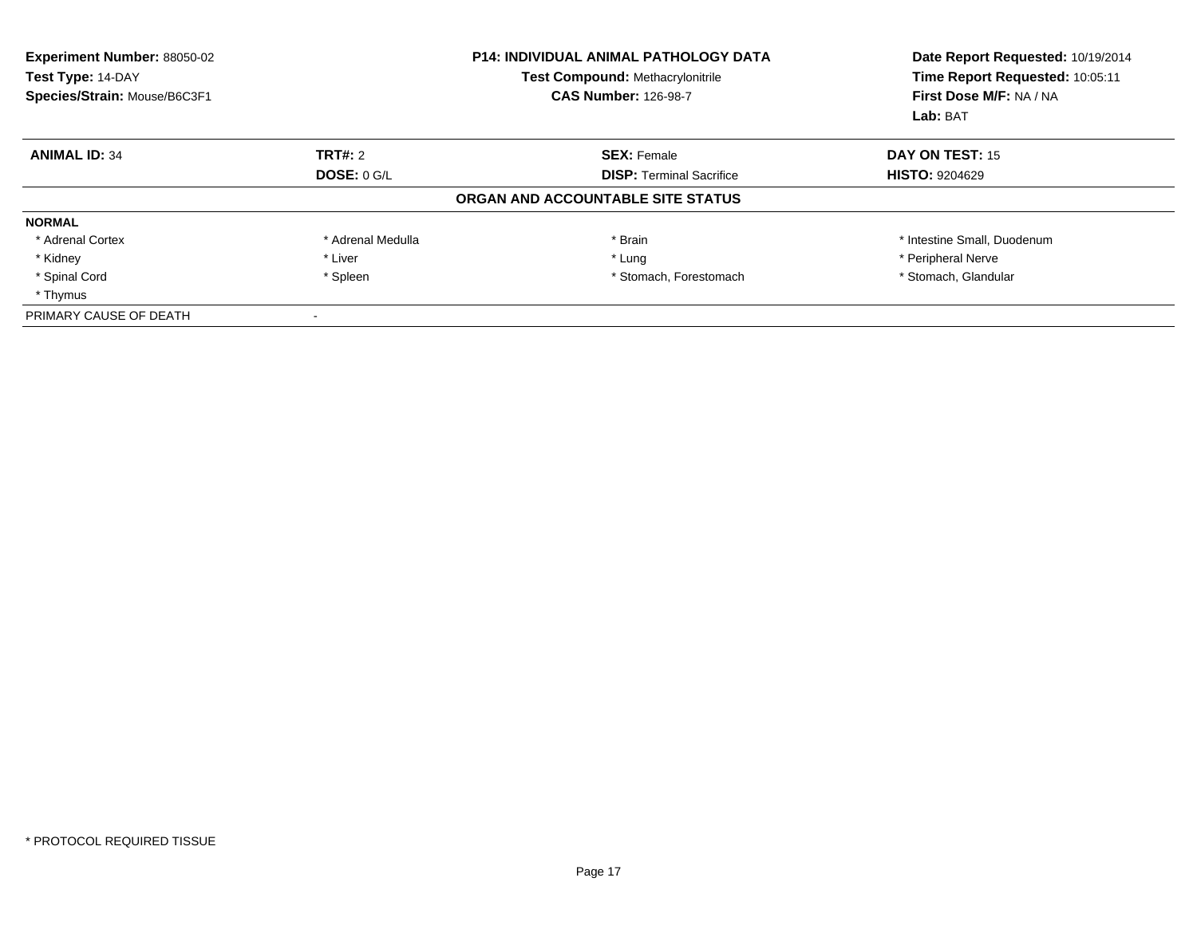| Experiment Number: 88050-02 | P14: INDIVIDUAL ANIMAL PATHOLOGY DATA | Date Report Requested: 10/19/2014 |
|---|---|---|
| Test Type: 14-DAY | Test Compound: Methacrylonitrile | Time Report Requested: 10:05:11 |
| Species/Strain: Mouse/B6C3F1 | CAS Number: 126-98-7 | First Dose M/F: NA / NA |
| | | Lab: BAT |

| **ANIMAL ID:** 34 | **TRT#:** 2 | **SEX:** Female | **DAY ON TEST:** 15 |
|---|---|---|---|
| | **DOSE:** 0 G/L | **DISP:** Terminal Sacrifice | **HISTO:** 9204629 |

**ORGAN AND ACCOUNTABLE SITE STATUS**

**NORMAL**

| | | | |
|---|---|---|---|
| * Adrenal Cortex | * Adrenal Medulla | * Brain | * Intestine Small, Duodenum |
| * Kidney | * Liver | * Lung | * Peripheral Nerve |
| * Spinal Cord | * Spleen | * Stomach, Forestomach | * Stomach, Glandular |
| * Thymus | | | |

PRIMARY CAUSE OF DEATH -

* PROTOCOL REQUIRED TISSUE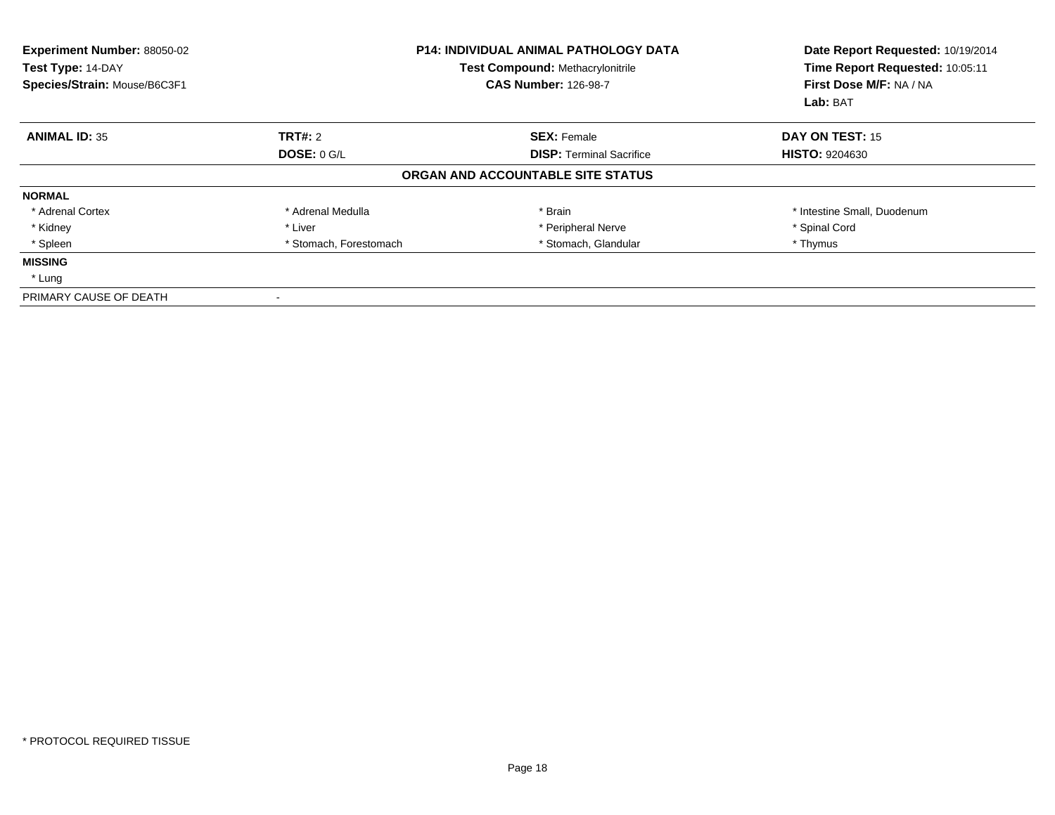**Experiment Number:** 88050-02
**Test Type:** 14-DAY
**Species/Strain:** Mouse/B6C3F1

**P14: INDIVIDUAL ANIMAL PATHOLOGY DATA**
**Test Compound:** Methacrylonitrile
**CAS Number:** 126-98-7

**Date Report Requested:** 10/19/2014
**Time Report Requested:** 10:05:11
**First Dose M/F:** NA / NA
**Lab:** BAT

| **ANIMAL ID:** 35 | **TRT#:** 2 | **SEX:** Female | **DAY ON TEST:** 15 |
|---|---|---|---|
| | **DOSE:** 0 G/L | **DISP:** Terminal Sacrifice | **HISTO:** 9204630 |

**ORGAN AND ACCOUNTABLE SITE STATUS**

**NORMAL**

| | | | |
|---|---|---|---|
| * Adrenal Cortex | * Adrenal Medulla | * Brain | * Intestine Small, Duodenum |
| * Kidney | * Liver | * Peripheral Nerve | * Spinal Cord |
| * Spleen | * Stomach, Forestomach | * Stomach, Glandular | * Thymus |

**MISSING**

* Lung

PRIMARY CAUSE OF DEATH -

* PROTOCOL REQUIRED TISSUE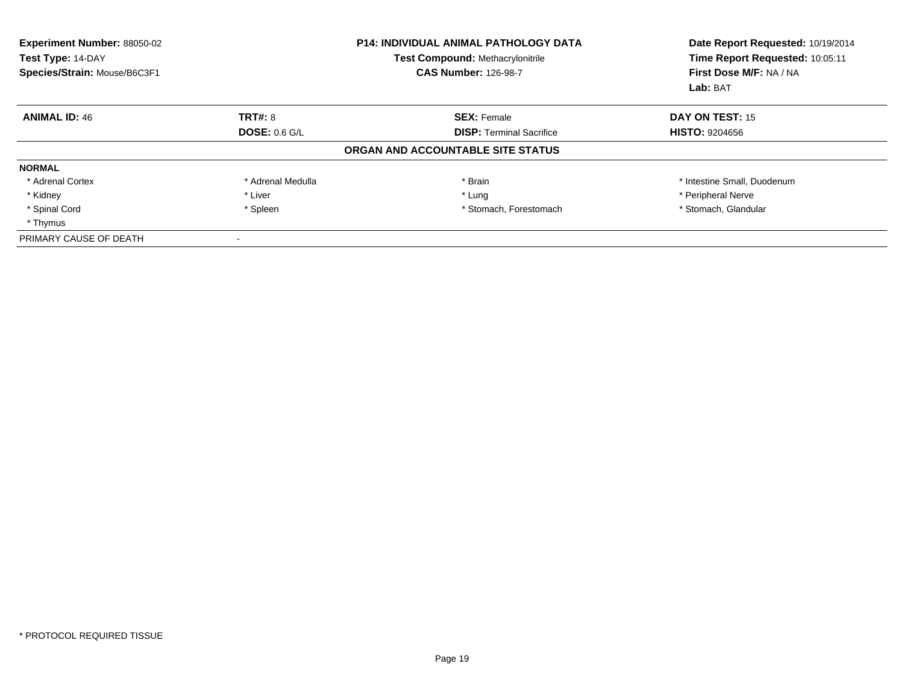**Experiment Number:** 88050-02
**Test Type:** 14-DAY
**Species/Strain:** Mouse/B6C3F1

**P14: INDIVIDUAL ANIMAL PATHOLOGY DATA**
**Test Compound:** Methacrylonitrile
**CAS Number:** 126-98-7

**Date Report Requested:** 10/19/2014
**Time Report Requested:** 10:05:11
**First Dose M/F:** NA / NA
**Lab:** BAT

| **ANIMAL ID:** 46 | **TRT#:** 8 | **SEX:** Female | **DAY ON TEST:** 15 |
|---|---|---|---|
| | **DOSE:** 0.6 G/L | **DISP:** Terminal Sacrifice | **HISTO:** 9204656 |

**ORGAN AND ACCOUNTABLE SITE STATUS**

**NORMAL**

| | | | |
|---|---|---|---|
| * Adrenal Cortex | * Adrenal Medulla | * Brain | * Intestine Small, Duodenum |
| * Kidney | * Liver | * Lung | * Peripheral Nerve |
| * Spinal Cord | * Spleen | * Stomach, Forestomach | * Stomach, Glandular |
| * Thymus | | | |

PRIMARY CAUSE OF DEATH -

* PROTOCOL REQUIRED TISSUE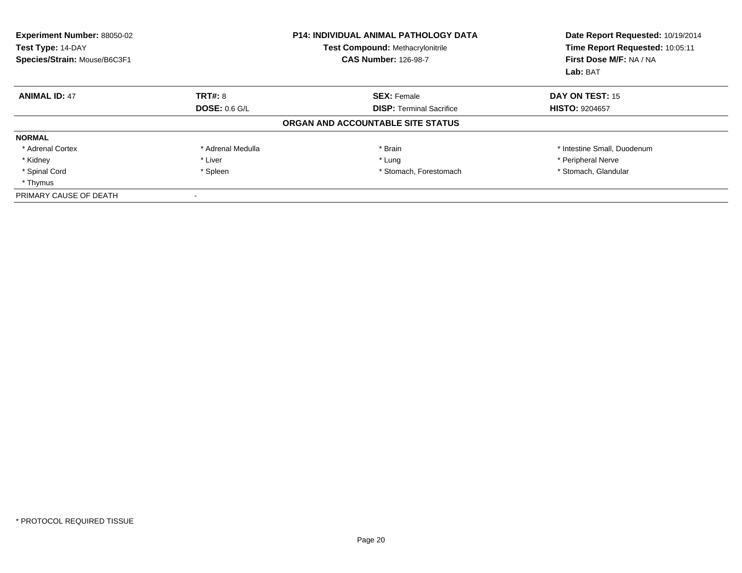**Experiment Number:** 88050-02
**Test Type:** 14-DAY
**Species/Strain:** Mouse/B6C3F1

**P14: INDIVIDUAL ANIMAL PATHOLOGY DATA**
**Test Compound:** Methacrylonitrile
**CAS Number:** 126-98-7

**Date Report Requested:** 10/19/2014
**Time Report Requested:** 10:05:11
**First Dose M/F:** NA / NA
**Lab:** BAT

| **ANIMAL ID:** 47 | **TRT#:** 8 | **SEX:** Female | **DAY ON TEST:** 15 |
|---|---|---|---|
| | **DOSE:** 0.6 G/L | **DISP:** Terminal Sacrifice | **HISTO:** 9204657 |

## ORGAN AND ACCOUNTABLE SITE STATUS

**NORMAL**

| | | | |
|---|---|---|---|
| * Adrenal Cortex | * Adrenal Medulla | * Brain | * Intestine Small, Duodenum |
| * Kidney | * Liver | * Lung | * Peripheral Nerve |
| * Spinal Cord | * Spleen | * Stomach, Forestomach | * Stomach, Glandular |
| * Thymus | | | |

PRIMARY CAUSE OF DEATH -

* PROTOCOL REQUIRED TISSUE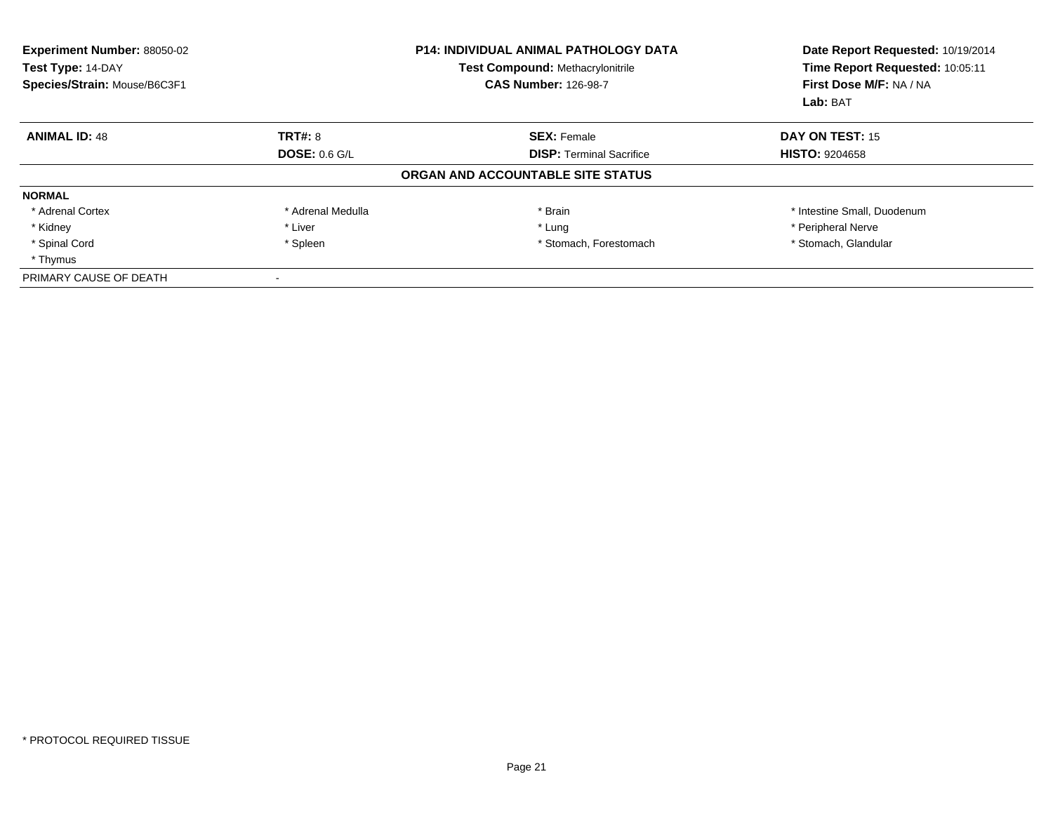**Experiment Number:** 88050-02
**Test Type:** 14-DAY
**Species/Strain:** Mouse/B6C3F1

**P14: INDIVIDUAL ANIMAL PATHOLOGY DATA**
**Test Compound:** Methacrylonitrile
**CAS Number:** 126-98-7

**Date Report Requested:** 10/19/2014
**Time Report Requested:** 10:05:11
**First Dose M/F:** NA / NA
**Lab:** BAT

| **ANIMAL ID:** 48 | **TRT#:** 8 | **SEX:** Female | **DAY ON TEST:** 15 |
|---|---|---|---|
| | **DOSE:** 0.6 G/L | **DISP:** Terminal Sacrifice | **HISTO:** 9204658 |

**ORGAN AND ACCOUNTABLE SITE STATUS**

**NORMAL**

| | | | |
|---|---|---|---|
| * Adrenal Cortex | * Adrenal Medulla | * Brain | * Intestine Small, Duodenum |
| * Kidney | * Liver | * Lung | * Peripheral Nerve |
| * Spinal Cord | * Spleen | * Stomach, Forestomach | * Stomach, Glandular |
| * Thymus | | | |

PRIMARY CAUSE OF DEATH -

* PROTOCOL REQUIRED TISSUE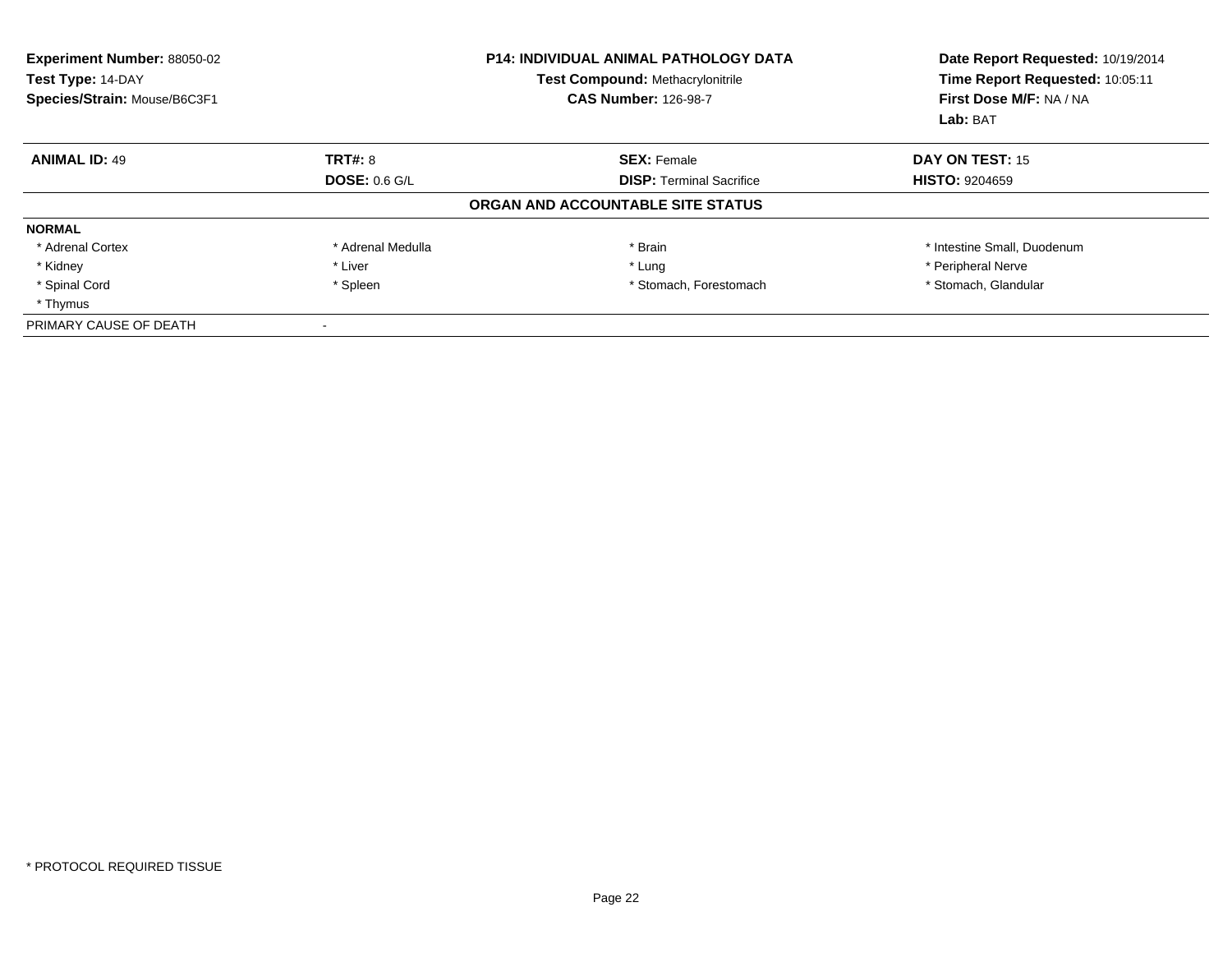**Experiment Number:** 88050-02
**Test Type:** 14-DAY
**Species/Strain:** Mouse/B6C3F1

**P14: INDIVIDUAL ANIMAL PATHOLOGY DATA**
**Test Compound:** Methacrylonitrile
**CAS Number:** 126-98-7

**Date Report Requested:** 10/19/2014
**Time Report Requested:** 10:05:11
**First Dose M/F:** NA / NA
**Lab:** BAT

| **ANIMAL ID:** 49 | **TRT#:** 8 | **SEX:** Female | **DAY ON TEST:** 15 |
|---|---|---|---|
| | **DOSE:** 0.6 G/L | **DISP:** Terminal Sacrifice | **HISTO:** 9204659 |

## ORGAN AND ACCOUNTABLE SITE STATUS

**NORMAL**

| | | | |
|---|---|---|---|
| * Adrenal Cortex | * Adrenal Medulla | * Brain | * Intestine Small, Duodenum |
| * Kidney | * Liver | * Lung | * Peripheral Nerve |
| * Spinal Cord | * Spleen | * Stomach, Forestomach | * Stomach, Glandular |
| * Thymus | | | |

PRIMARY CAUSE OF DEATH -

* PROTOCOL REQUIRED TISSUE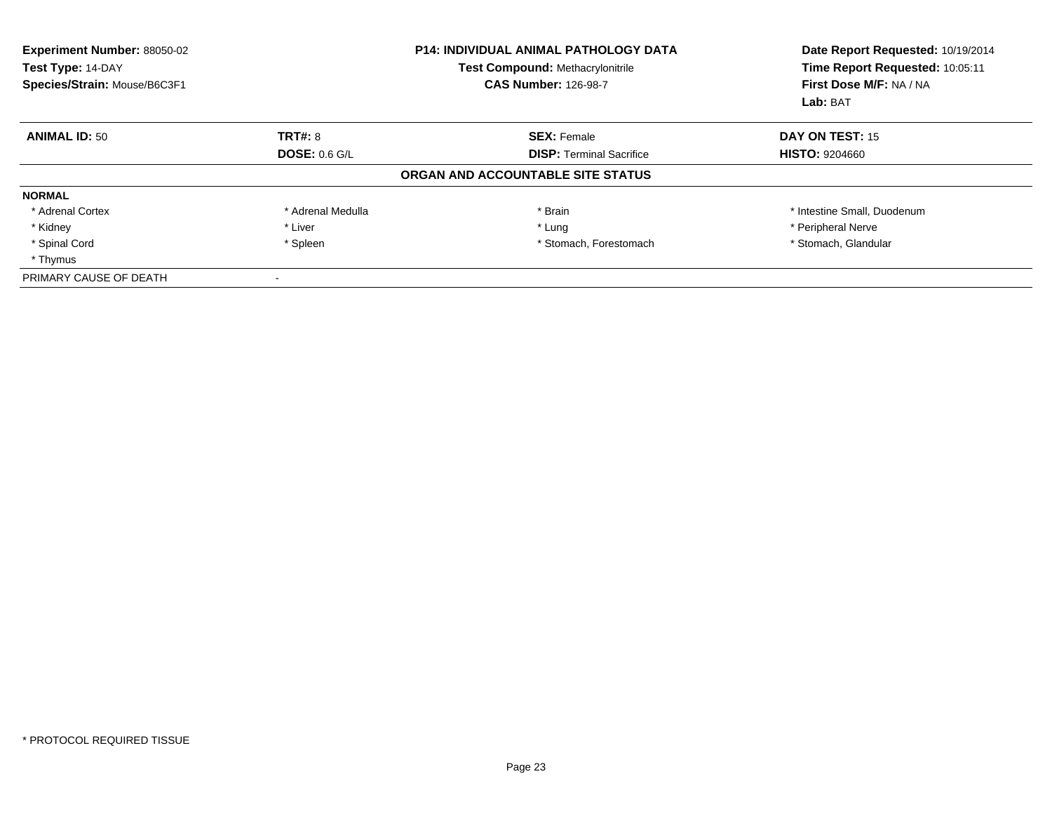**Experiment Number:** 88050-02
**Test Type:** 14-DAY
**Species/Strain:** Mouse/B6C3F1

**P14: INDIVIDUAL ANIMAL PATHOLOGY DATA**
**Test Compound:** Methacrylonitrile
**CAS Number:** 126-98-7

**Date Report Requested:** 10/19/2014
**Time Report Requested:** 10:05:11
**First Dose M/F:** NA / NA
**Lab:** BAT

| **ANIMAL ID:** 50 | **TRT#:** 8 | **SEX:** Female | **DAY ON TEST:** 15 |
|---|---|---|---|
| | **DOSE:** 0.6 G/L | **DISP:** Terminal Sacrifice | **HISTO:** 9204660 |

## ORGAN AND ACCOUNTABLE SITE STATUS

**NORMAL**

| | | | |
|---|---|---|---|
| * Adrenal Cortex | * Adrenal Medulla | * Brain | * Intestine Small, Duodenum |
| * Kidney | * Liver | * Lung | * Peripheral Nerve |
| * Spinal Cord | * Spleen | * Stomach, Forestomach | * Stomach, Glandular |
| * Thymus | | | |

PRIMARY CAUSE OF DEATH -

* PROTOCOL REQUIRED TISSUE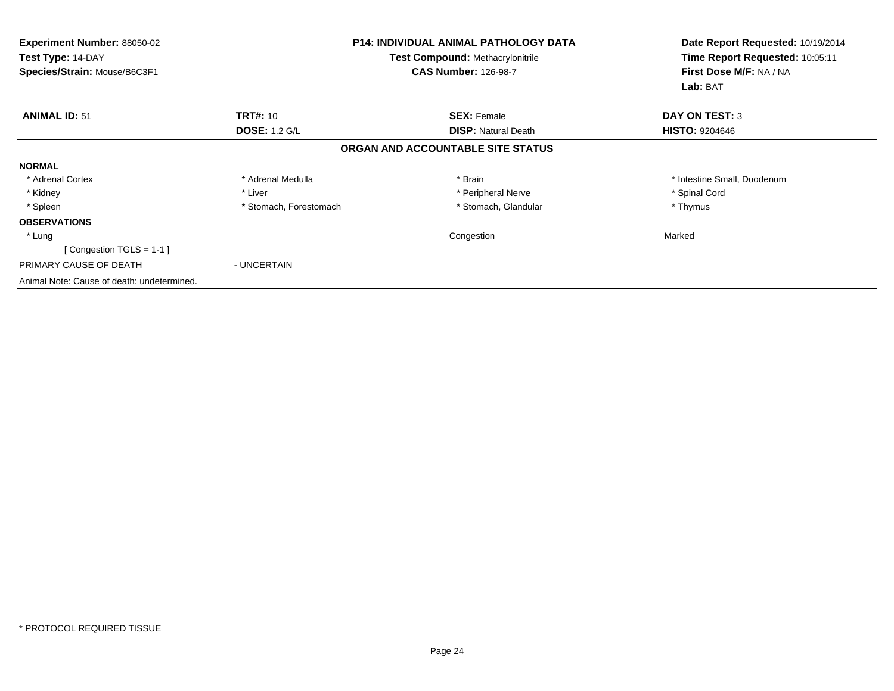**Experiment Number:** 88050-02
**Test Type:** 14-DAY
**Species/Strain:** Mouse/B6C3F1

**P14: INDIVIDUAL ANIMAL PATHOLOGY DATA**
**Test Compound:** Methacrylonitrile
**CAS Number:** 126-98-7

**Date Report Requested:** 10/19/2014
**Time Report Requested:** 10:05:11
**First Dose M/F:** NA / NA
**Lab:** BAT

| **ANIMAL ID:** 51 | **TRT#:** 10 | **SEX:** Female | **DAY ON TEST:** 3 |
|---|---|---|---|
| | **DOSE:** 1.2 G/L | **DISP:** Natural Death | **HISTO:** 9204646 |

**ORGAN AND ACCOUNTABLE SITE STATUS**

| | | | |
|---|---|---|---|
| **NORMAL** | | | |
| * Adrenal Cortex | * Adrenal Medulla | * Brain | * Intestine Small, Duodenum |
| * Kidney | * Liver | * Peripheral Nerve | * Spinal Cord |
| * Spleen | * Stomach, Forestomach | * Stomach, Glandular | * Thymus |
| **OBSERVATIONS** | | | |
| * Lung | | Congestion | Marked |
| [ Congestion TGLS = 1-1 ] | | | |
| PRIMARY CAUSE OF DEATH | - UNCERTAIN | | |

Animal Note: Cause of death: undetermined.

* PROTOCOL REQUIRED TISSUE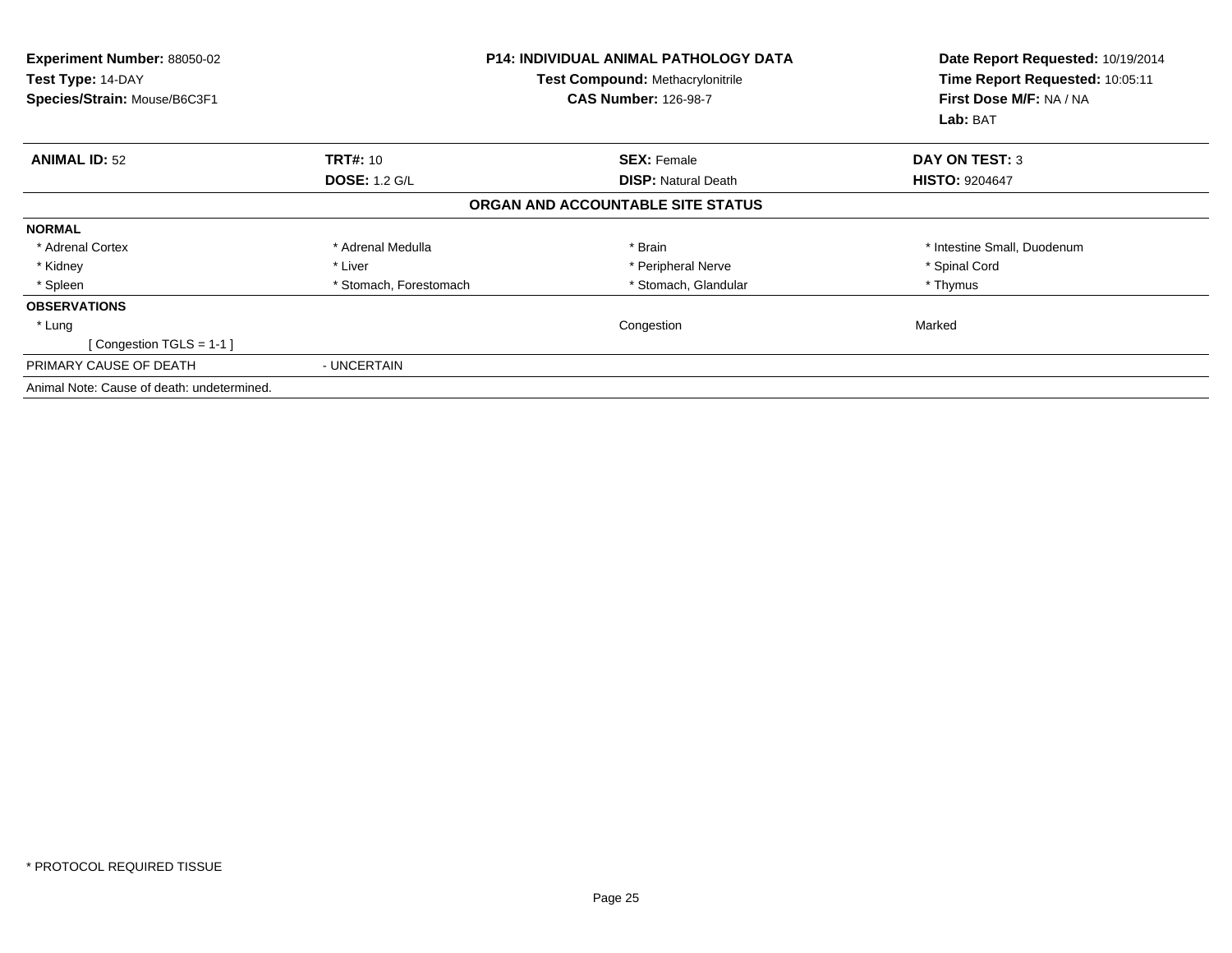**Experiment Number:** 88050-02
**Test Type:** 14-DAY
**Species/Strain:** Mouse/B6C3F1

**P14: INDIVIDUAL ANIMAL PATHOLOGY DATA**
**Test Compound:** Methacrylonitrile
**CAS Number:** 126-98-7

**Date Report Requested:** 10/19/2014
**Time Report Requested:** 10:05:11
**First Dose M/F:** NA / NA
**Lab:** BAT

| **ANIMAL ID:** 52 | **TRT#:** 10 | **SEX:** Female | **DAY ON TEST:** 3 |
|---|---|---|---|
| | **DOSE:** 1.2 G/L | **DISP:** Natural Death | **HISTO:** 9204647 |

**ORGAN AND ACCOUNTABLE SITE STATUS**

| | | | |
|---|---|---|---|
| **NORMAL** | | | |
| * Adrenal Cortex | * Adrenal Medulla | * Brain | * Intestine Small, Duodenum |
| * Kidney | * Liver | * Peripheral Nerve | * Spinal Cord |
| * Spleen | * Stomach, Forestomach | * Stomach, Glandular | * Thymus |
| **OBSERVATIONS** | | | |
| * Lung | | Congestion | Marked |
| [ Congestion TGLS = 1-1 ] | | | |
| PRIMARY CAUSE OF DEATH | - UNCERTAIN | | |

Animal Note: Cause of death: undetermined.

* PROTOCOL REQUIRED TISSUE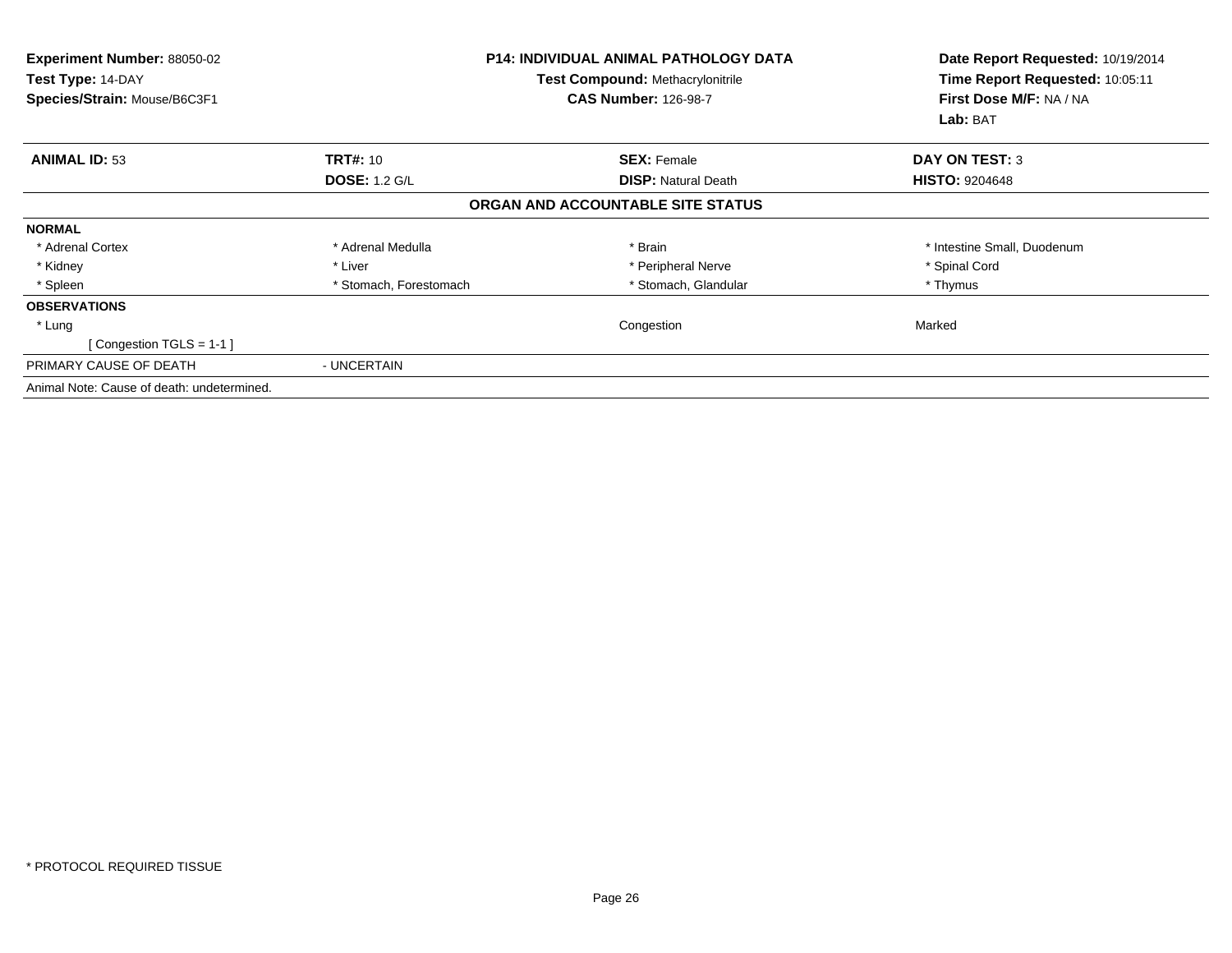**Experiment Number:** 88050-02
**Test Type:** 14-DAY
**Species/Strain:** Mouse/B6C3F1

**P14: INDIVIDUAL ANIMAL PATHOLOGY DATA**
**Test Compound:** Methacrylonitrile
**CAS Number:** 126-98-7

**Date Report Requested:** 10/19/2014
**Time Report Requested:** 10:05:11
**First Dose M/F:** NA / NA
**Lab:** BAT

| **ANIMAL ID:** 53 | **TRT#:** 10 | **SEX:** Female | **DAY ON TEST:** 3 |
|---|---|---|---|
| | **DOSE:** 1.2 G/L | **DISP:** Natural Death | **HISTO:** 9204648 |

**ORGAN AND ACCOUNTABLE SITE STATUS**

| | | | |
|---|---|---|---|
| **NORMAL** | | | |
| * Adrenal Cortex | * Adrenal Medulla | * Brain | * Intestine Small, Duodenum |
| * Kidney | * Liver | * Peripheral Nerve | * Spinal Cord |
| * Spleen | * Stomach, Forestomach | * Stomach, Glandular | * Thymus |
| **OBSERVATIONS** | | | |
| * Lung | | Congestion | Marked |
| [ Congestion TGLS = 1-1 ] | | | |
| PRIMARY CAUSE OF DEATH | - UNCERTAIN | | |

Animal Note: Cause of death: undetermined.

* PROTOCOL REQUIRED TISSUE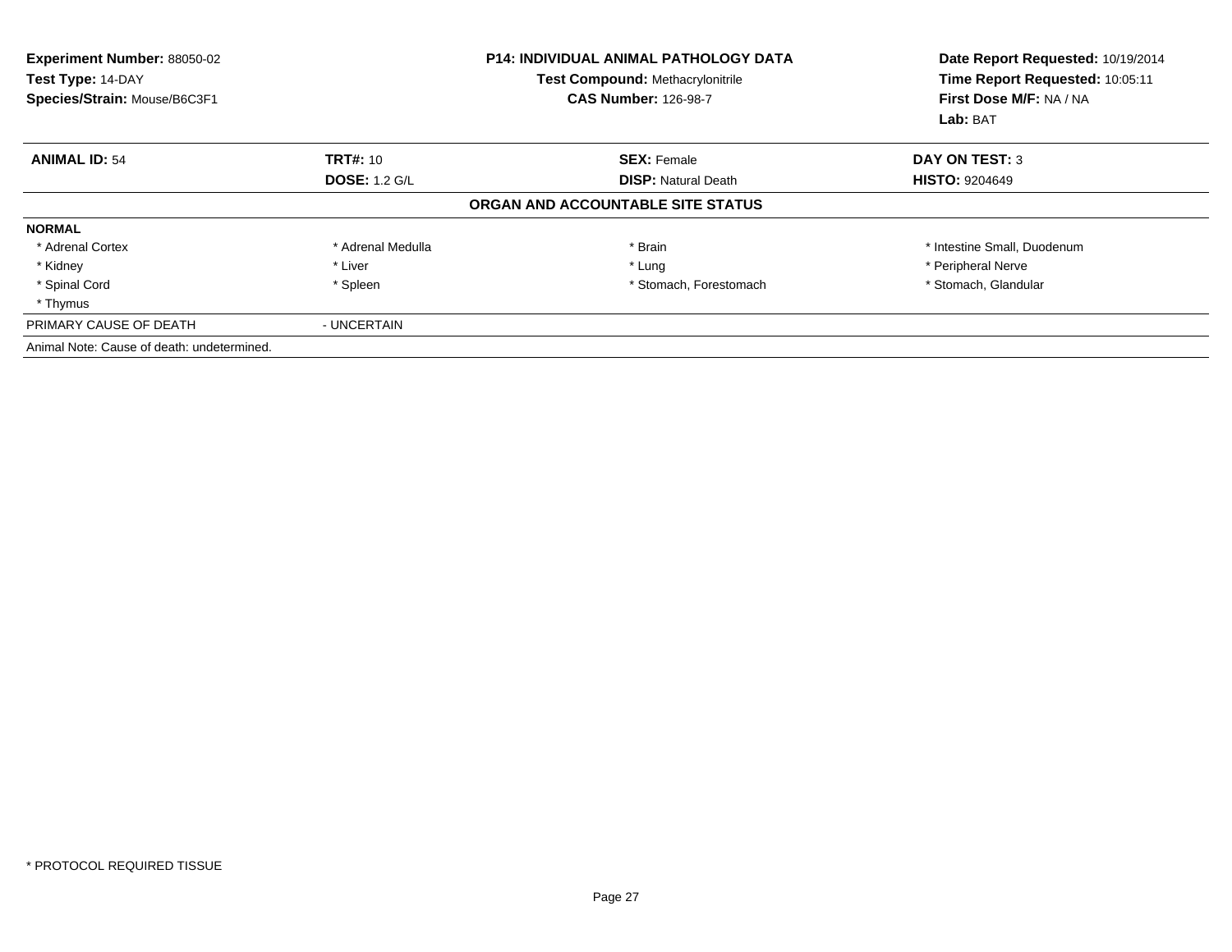**Experiment Number:** 88050-02
**Test Type:** 14-DAY
**Species/Strain:** Mouse/B6C3F1

**P14: INDIVIDUAL ANIMAL PATHOLOGY DATA**
**Test Compound:** Methacrylonitrile
**CAS Number:** 126-98-7

**Date Report Requested:** 10/19/2014
**Time Report Requested:** 10:05:11
**First Dose M/F:** NA / NA
**Lab:** BAT

| **ANIMAL ID:** 54 | **TRT#:** 10 | **SEX:** Female | **DAY ON TEST:** 3 |
|---|---|---|---|
| | **DOSE:** 1.2 G/L | **DISP:** Natural Death | **HISTO:** 9204649 |

**ORGAN AND ACCOUNTABLE SITE STATUS**

**NORMAL**

| | | | |
|---|---|---|---|
| * Adrenal Cortex | * Adrenal Medulla | * Brain | * Intestine Small, Duodenum |
| * Kidney | * Liver | * Lung | * Peripheral Nerve |
| * Spinal Cord | * Spleen | * Stomach, Forestomach | * Stomach, Glandular |
| * Thymus | | | |

PRIMARY CAUSE OF DEATH - UNCERTAIN

Animal Note: Cause of death: undetermined.

* PROTOCOL REQUIRED TISSUE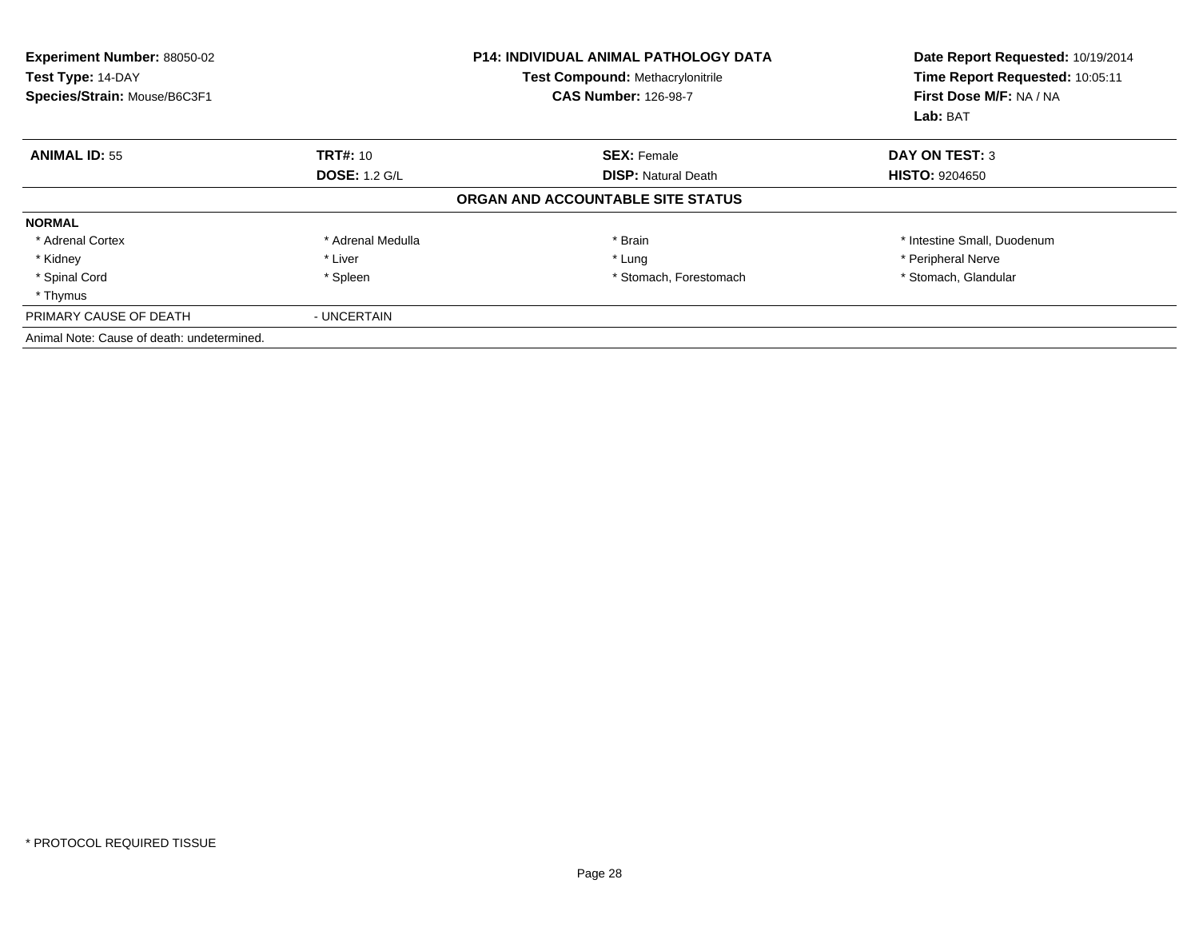**Experiment Number:** 88050-02
**Test Type:** 14-DAY
**Species/Strain:** Mouse/B6C3F1

**P14: INDIVIDUAL ANIMAL PATHOLOGY DATA**
**Test Compound:** Methacrylonitrile
**CAS Number:** 126-98-7

**Date Report Requested:** 10/19/2014
**Time Report Requested:** 10:05:11
**First Dose M/F:** NA / NA
**Lab:** BAT

| **ANIMAL ID:** 55 | **TRT#:** 10 | **SEX:** Female | **DAY ON TEST:** 3 |
|---|---|---|---|
| | **DOSE:** 1.2 G/L | **DISP:** Natural Death | **HISTO:** 9204650 |

**ORGAN AND ACCOUNTABLE SITE STATUS**

**NORMAL**

| | | | |
|---|---|---|---|
| * Adrenal Cortex | * Adrenal Medulla | * Brain | * Intestine Small, Duodenum |
| * Kidney | * Liver | * Lung | * Peripheral Nerve |
| * Spinal Cord | * Spleen | * Stomach, Forestomach | * Stomach, Glandular |
| * Thymus | | | |

PRIMARY CAUSE OF DEATH - UNCERTAIN

Animal Note: Cause of death: undetermined.

* PROTOCOL REQUIRED TISSUE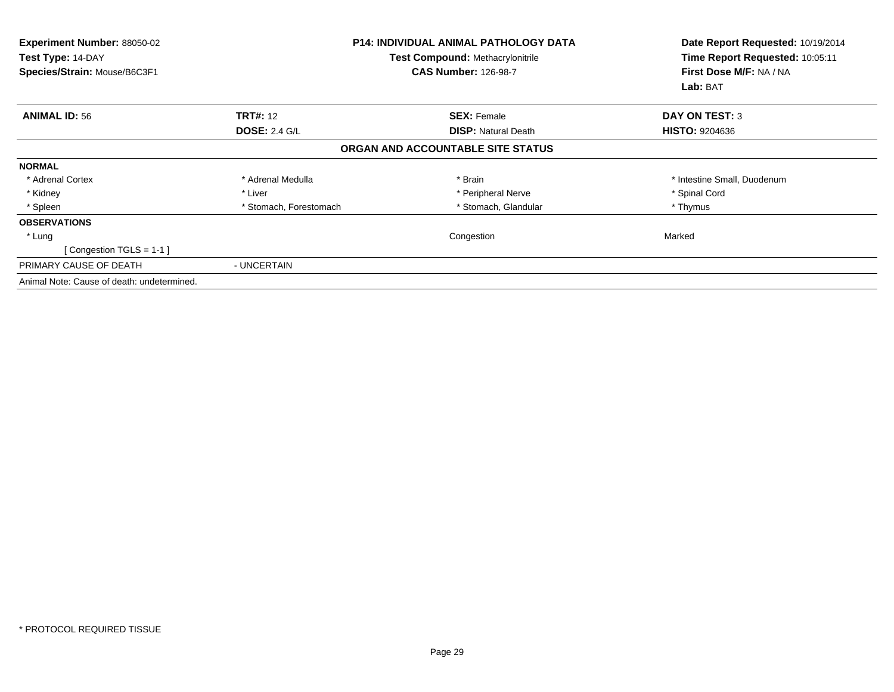**Experiment Number:** 88050-02
**Test Type:** 14-DAY
**Species/Strain:** Mouse/B6C3F1

**P14: INDIVIDUAL ANIMAL PATHOLOGY DATA**
**Test Compound:** Methacrylonitrile
**CAS Number:** 126-98-7

**Date Report Requested:** 10/19/2014
**Time Report Requested:** 10:05:11
**First Dose M/F:** NA / NA
**Lab:** BAT

| **ANIMAL ID:** 56 | **TRT#:** 12 | **SEX:** Female | **DAY ON TEST:** 3 |
|---|---|---|---|
| | **DOSE:** 2.4 G/L | **DISP:** Natural Death | **HISTO:** 9204636 |

**ORGAN AND ACCOUNTABLE SITE STATUS**

| | | | |
|---|---|---|---|
| **NORMAL** | | | |
| * Adrenal Cortex | * Adrenal Medulla | * Brain | * Intestine Small, Duodenum |
| * Kidney | * Liver | * Peripheral Nerve | * Spinal Cord |
| * Spleen | * Stomach, Forestomach | * Stomach, Glandular | * Thymus |
| **OBSERVATIONS** | | | |
| * Lung | | Congestion | Marked |
| [ Congestion TGLS = 1-1 ] | | | |
| PRIMARY CAUSE OF DEATH | - UNCERTAIN | | |

Animal Note: Cause of death: undetermined.

* PROTOCOL REQUIRED TISSUE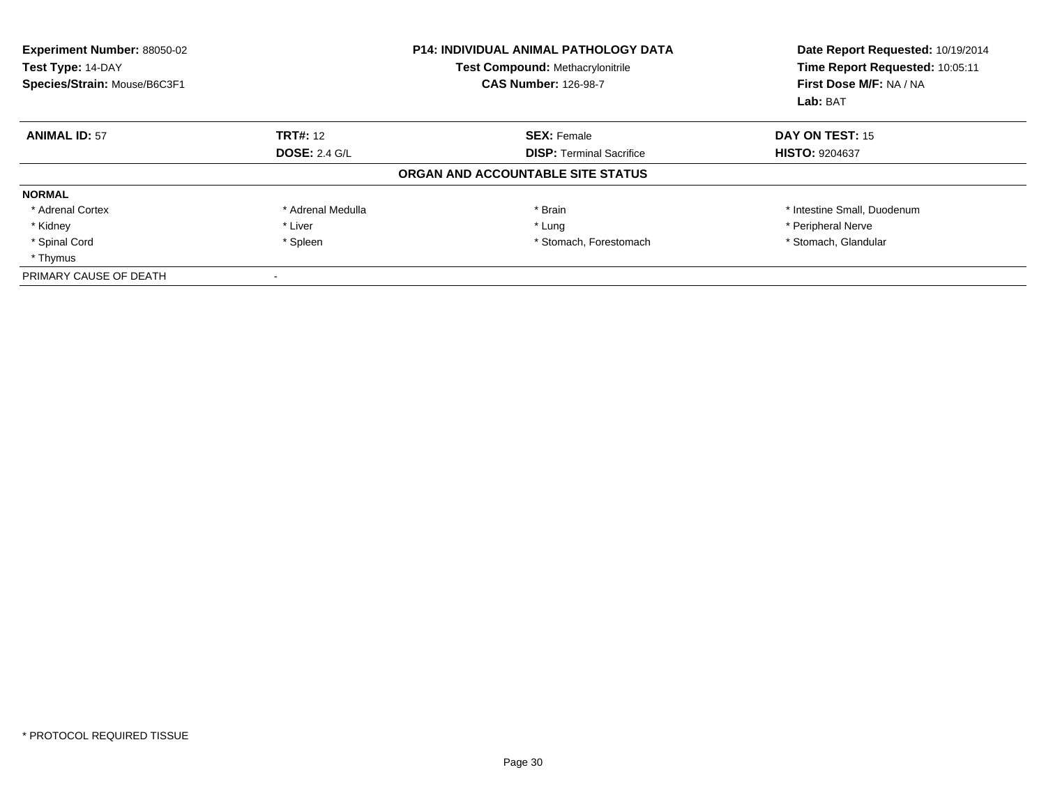**Experiment Number:** 88050-02
**Test Type:** 14-DAY
**Species/Strain:** Mouse/B6C3F1

**P14: INDIVIDUAL ANIMAL PATHOLOGY DATA**
**Test Compound:** Methacrylonitrile
**CAS Number:** 126-98-7

**Date Report Requested:** 10/19/2014
**Time Report Requested:** 10:05:11
**First Dose M/F:** NA / NA
**Lab:** BAT

| **ANIMAL ID:** 57 | **TRT#:** 12 | **SEX:** Female | **DAY ON TEST:** 15 |
|---|---|---|---|
| | **DOSE:** 2.4 G/L | **DISP:** Terminal Sacrifice | **HISTO:** 9204637 |

**ORGAN AND ACCOUNTABLE SITE STATUS**

**NORMAL**

| | | | |
|---|---|---|---|
| * Adrenal Cortex | * Adrenal Medulla | * Brain | * Intestine Small, Duodenum |
| * Kidney | * Liver | * Lung | * Peripheral Nerve |
| * Spinal Cord | * Spleen | * Stomach, Forestomach | * Stomach, Glandular |
| * Thymus | | | |

PRIMARY CAUSE OF DEATH -

* PROTOCOL REQUIRED TISSUE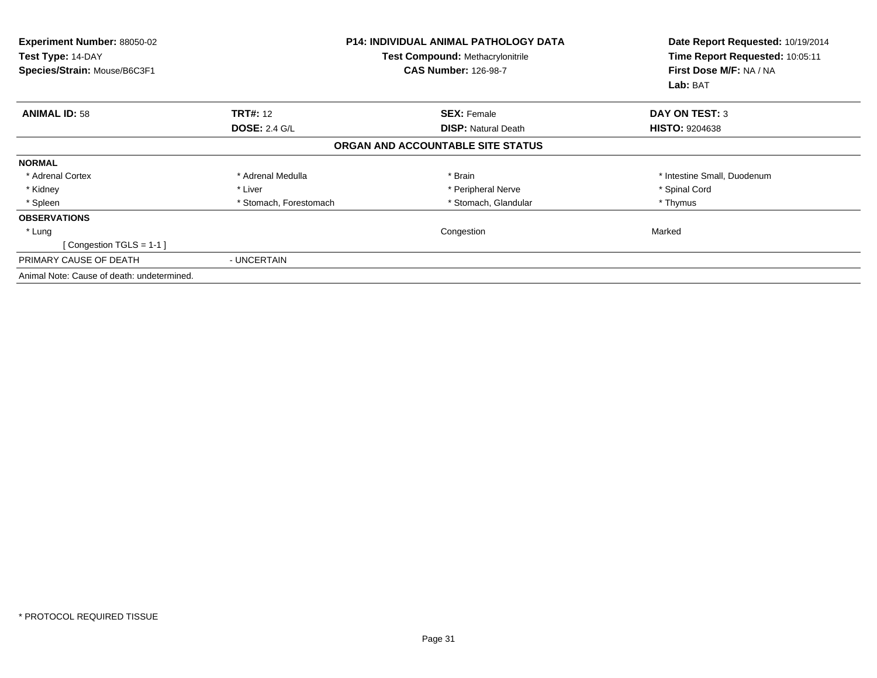**Experiment Number:** 88050-02
**Test Type:** 14-DAY
**Species/Strain:** Mouse/B6C3F1

**P14: INDIVIDUAL ANIMAL PATHOLOGY DATA**
**Test Compound:** Methacrylonitrile
**CAS Number:** 126-98-7

**Date Report Requested:** 10/19/2014
**Time Report Requested:** 10:05:11
**First Dose M/F:** NA / NA
**Lab:** BAT

| **ANIMAL ID:** 58 | **TRT#:** 12 | **SEX:** Female | **DAY ON TEST:** 3 |
|---|---|---|---|
| | **DOSE:** 2.4 G/L | **DISP:** Natural Death | **HISTO:** 9204638 |

**ORGAN AND ACCOUNTABLE SITE STATUS**

| | | | |
|---|---|---|---|
| **NORMAL** | | | |
| * Adrenal Cortex | * Adrenal Medulla | * Brain | * Intestine Small, Duodenum |
| * Kidney | * Liver | * Peripheral Nerve | * Spinal Cord |
| * Spleen | * Stomach, Forestomach | * Stomach, Glandular | * Thymus |
| **OBSERVATIONS** | | | |
| * Lung | | Congestion | Marked |
| [ Congestion TGLS = 1-1 ] | | | |
| PRIMARY CAUSE OF DEATH | - UNCERTAIN | | |

Animal Note: Cause of death: undetermined.

* PROTOCOL REQUIRED TISSUE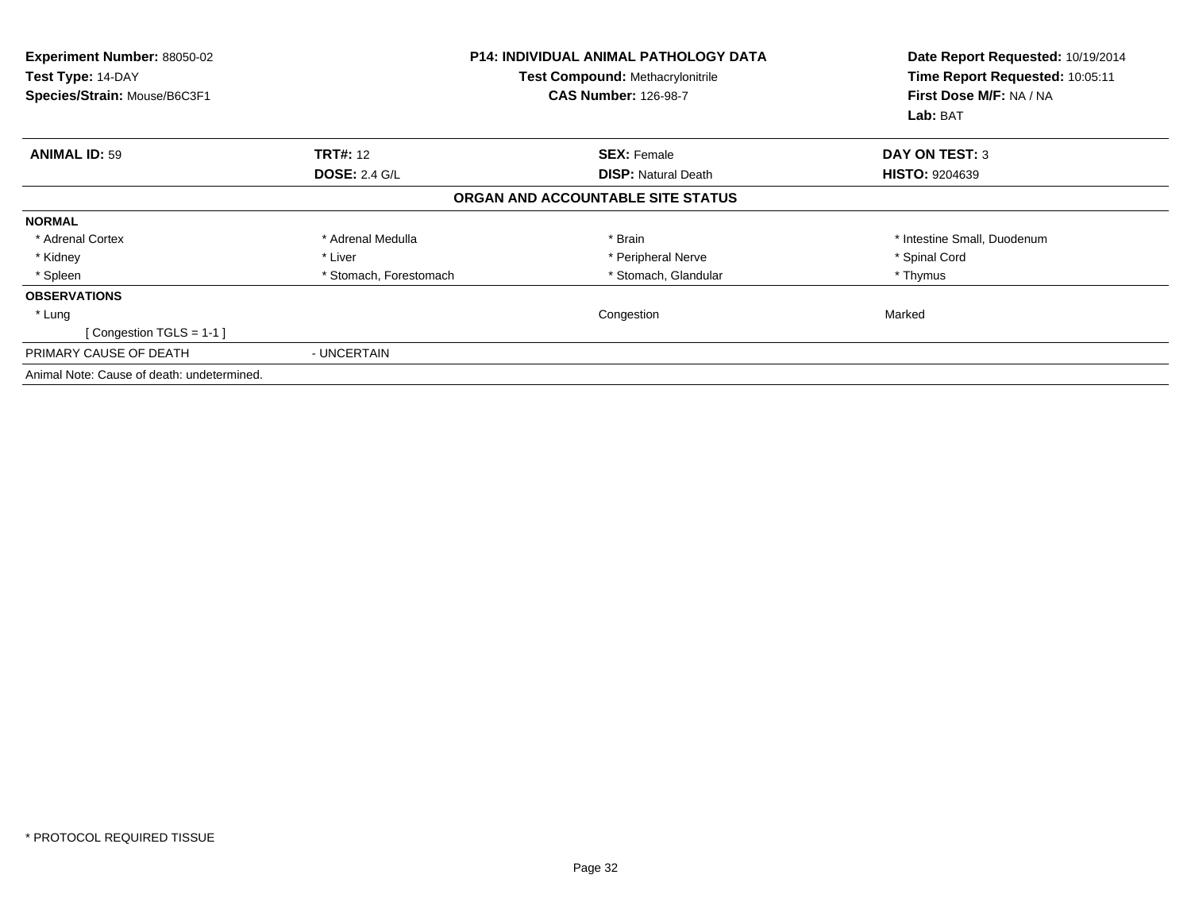**Experiment Number:** 88050-02
**Test Type:** 14-DAY
**Species/Strain:** Mouse/B6C3F1

**P14: INDIVIDUAL ANIMAL PATHOLOGY DATA**
**Test Compound:** Methacrylonitrile
**CAS Number:** 126-98-7

**Date Report Requested:** 10/19/2014
**Time Report Requested:** 10:05:11
**First Dose M/F:** NA / NA
**Lab:** BAT

| **ANIMAL ID:** 59 | **TRT#:** 12 | **SEX:** Female | **DAY ON TEST:** 3 |
|---|---|---|---|
| | **DOSE:** 2.4 G/L | **DISP:** Natural Death | **HISTO:** 9204639 |

**ORGAN AND ACCOUNTABLE SITE STATUS**

| | | | |
|---|---|---|---|
| **NORMAL** | | | |
| * Adrenal Cortex | * Adrenal Medulla | * Brain | * Intestine Small, Duodenum |
| * Kidney | * Liver | * Peripheral Nerve | * Spinal Cord |
| * Spleen | * Stomach, Forestomach | * Stomach, Glandular | * Thymus |
| **OBSERVATIONS** | | | |
| * Lung | | Congestion | Marked |
| [ Congestion TGLS = 1-1 ] | | | |
| PRIMARY CAUSE OF DEATH | - UNCERTAIN | | |

Animal Note: Cause of death: undetermined.

* PROTOCOL REQUIRED TISSUE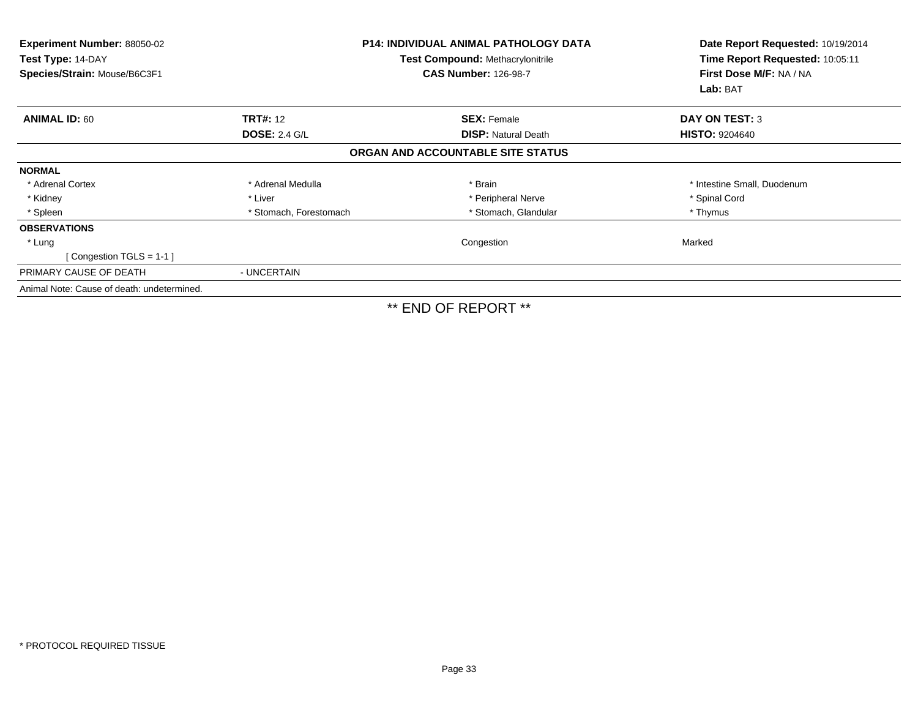**Experiment Number:** 88050-02
**Test Type:** 14-DAY
**Species/Strain:** Mouse/B6C3F1

**P14: INDIVIDUAL ANIMAL PATHOLOGY DATA**
**Test Compound:** Methacrylonitrile
**CAS Number:** 126-98-7

**Date Report Requested:** 10/19/2014
**Time Report Requested:** 10:05:11
**First Dose M/F:** NA / NA
**Lab:** BAT

| **ANIMAL ID:** 60 | **TRT#:** 12 | **SEX:** Female | **DAY ON TEST:** 3 |
|---|---|---|---|
| | **DOSE:** 2.4 G/L | **DISP:** Natural Death | **HISTO:** 9204640 |

**ORGAN AND ACCOUNTABLE SITE STATUS**

| | | | |
|---|---|---|---|
| **NORMAL** | | | |
| * Adrenal Cortex | * Adrenal Medulla | * Brain | * Intestine Small, Duodenum |
| * Kidney | * Liver | * Peripheral Nerve | * Spinal Cord |
| * Spleen | * Stomach, Forestomach | * Stomach, Glandular | * Thymus |
| **OBSERVATIONS** | | | |
| * Lung | | Congestion | Marked |
| [ Congestion TGLS = 1-1 ] | | | |
| PRIMARY CAUSE OF DEATH | - UNCERTAIN | | |
| Animal Note: Cause of death: undetermined. | | | |

** END OF REPORT **

* PROTOCOL REQUIRED TISSUE